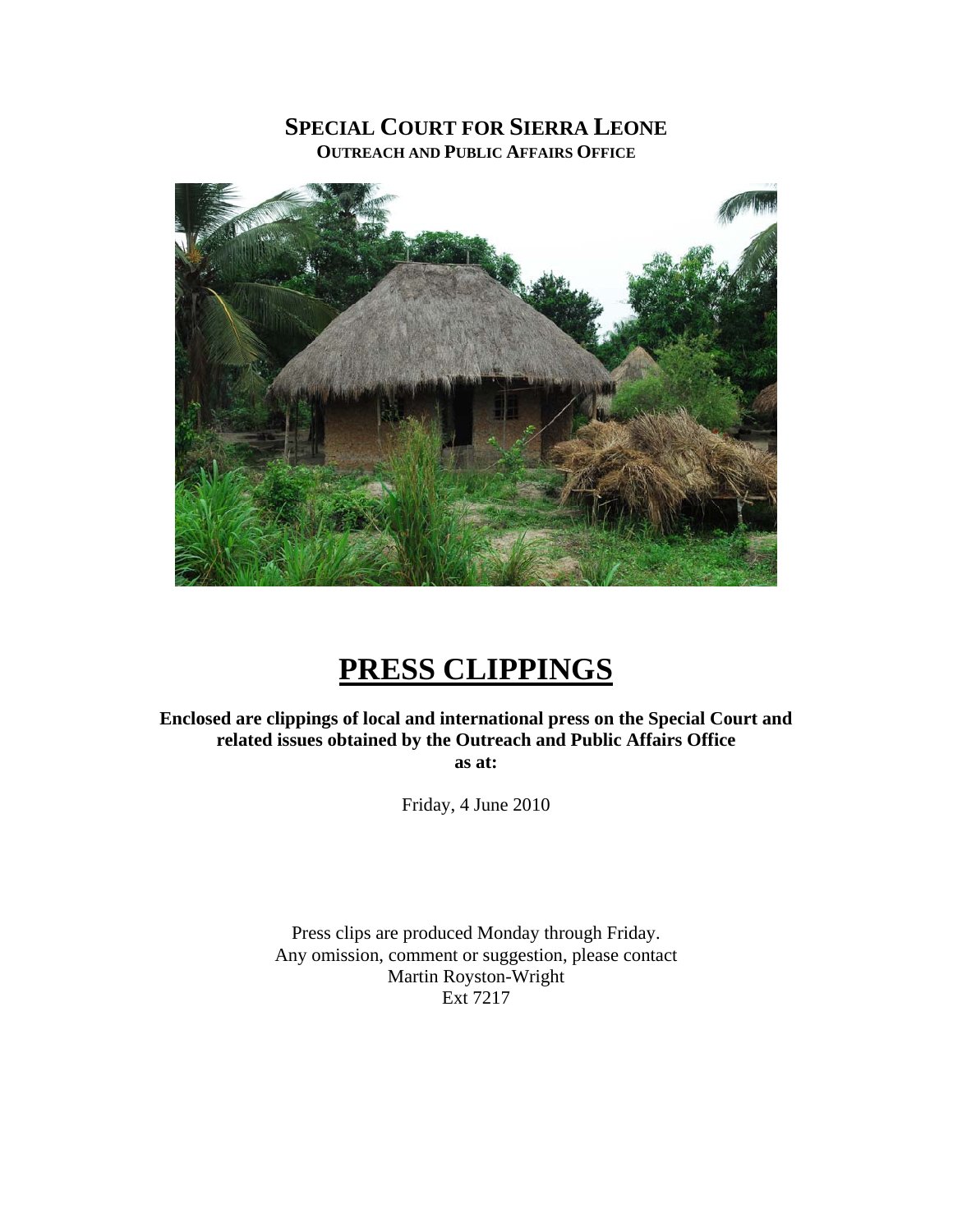# SPECIAL COURT FOR SIERRA LEONE

**OUTREACH AND PUBLIC AFFAIRS OFFICE**

# PRESS CLIPPINGS

**Enclosed are clippings of local and international press on the Special Court and related issues obtained by the Outreach and Public Affairs Office as at:**

Friday, 4 June 2010

Press clips are produced Monday through Friday.
Any omission, comment or suggestion, please contact
Martin Royston-Wright
Ext 7217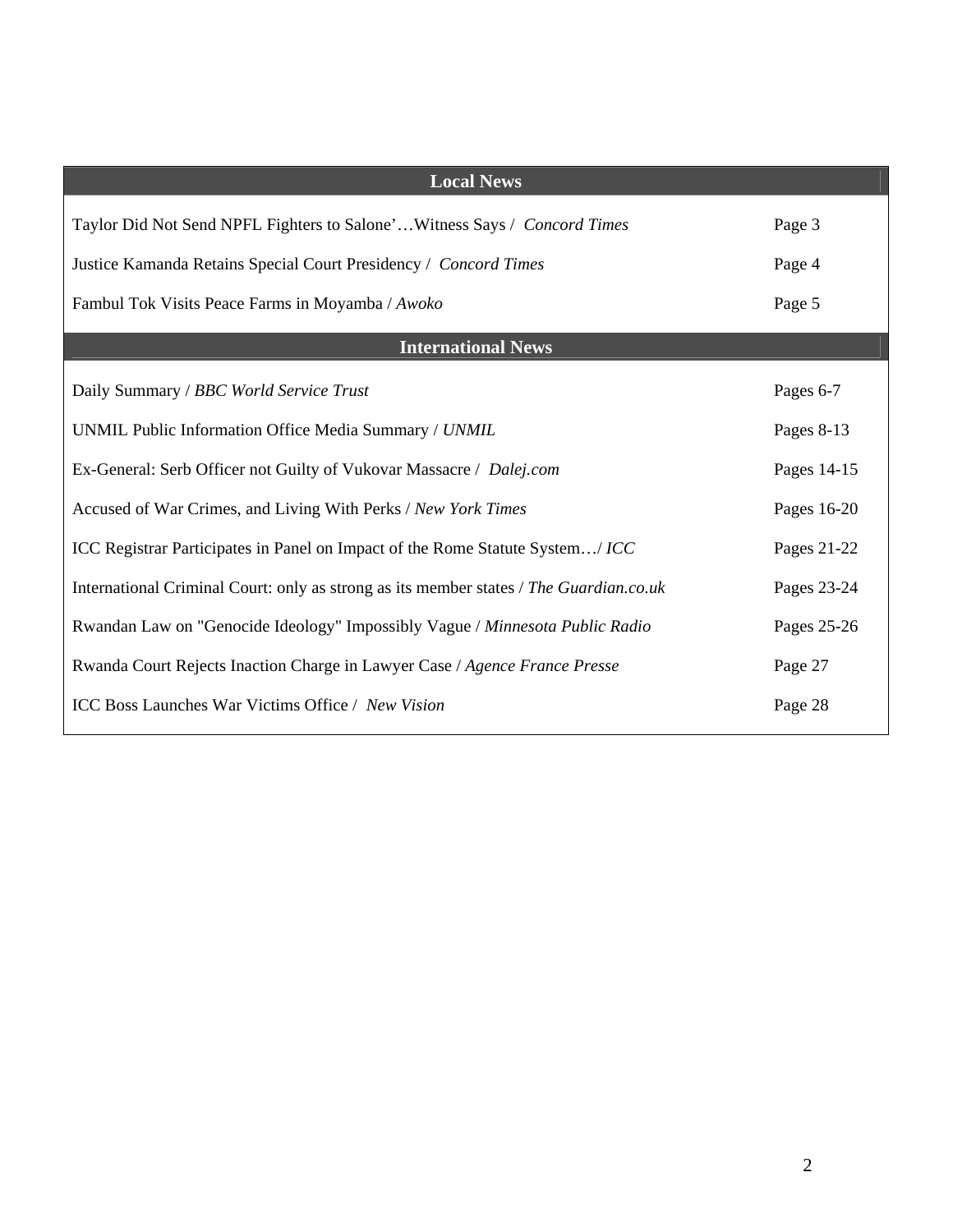| Local News | |
|---|---|
| Taylor Did Not Send NPFL Fighters to Salone'…Witness Says / *Concord Times* | Page 3 |
| Justice Kamanda Retains Special Court Presidency / *Concord Times* | Page 4 |
| Fambul Tok Visits Peace Farms in Moyamba / *Awoko* | Page 5 |
| **International News** | |
| Daily Summary / *BBC World Service Trust* | Pages 6-7 |
| UNMIL Public Information Office Media Summary / *UNMIL* | Pages 8-13 |
| Ex-General: Serb Officer not Guilty of Vukovar Massacre / *Dalej.com* | Pages 14-15 |
| Accused of War Crimes, and Living With Perks / *New York Times* | Pages 16-20 |
| ICC Registrar Participates in Panel on Impact of the Rome Statute System…/ *ICC* | Pages 21-22 |
| International Criminal Court: only as strong as its member states / *The Guardian.co.uk* | Pages 23-24 |
| Rwandan Law on "Genocide Ideology" Impossibly Vague / *Minnesota Public Radio* | Pages 25-26 |
| Rwanda Court Rejects Inaction Charge in Lawyer Case / *Agence France Presse* | Page 27 |
| ICC Boss Launches War Victims Office / *New Vision* | Page 28 |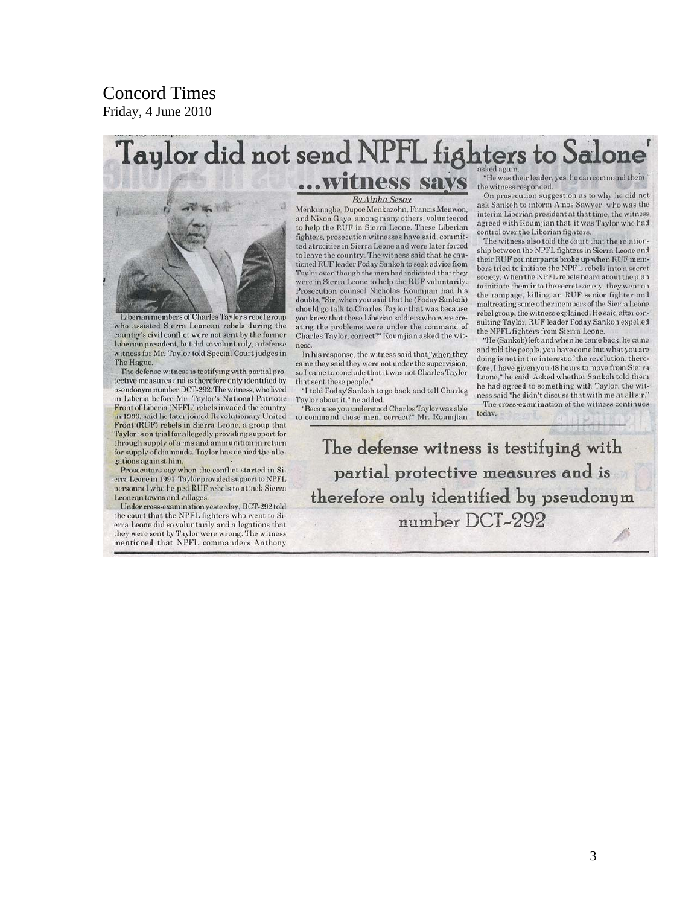# Concord Times

Friday, 4 June 2010

## Taylor did not send NPFL fighters to Salone' ...witness says

*By Alpha Sesay*

Liberian members of Charles Taylor's rebel group who assisted Sierra Leonean rebels during the country's civil conflict were not sent by the former Liberian president, but did so voluntarily, a defense witness for Mr. Taylor told Special Court judges in The Hague.

The defense witness is testifying with partial protective measures and is therefore only identified by pseudonym number DCT-292. The witness, who lived in Liberia before Mr. Taylor's National Patriotic Front of Liberia (NPFL) rebels invaded the country in 1989, said he later joined Revolutionary United Front (RUF) rebels in Sierra Leone, a group that Taylor is on trial for allegedly providing support for through supply of arms and ammunition in return for supply of diamonds. Taylor has denied the allegations against him.

Prosecutors say when the conflict started in Sierra Leone in 1991, Taylor provided support to NPFL personnel who helped RUF rebels to attack Sierra Leonean towns and villages.

Under cross-examination yesterday, DCT-292 told the court that the NPFL fighters who went to Sierra Leone did so voluntarily and allegations that they were sent by Taylor were wrong. The witness mentioned that NPFL commanders Anthony Menkunagbe, Dupoe Menkazohn, Francis Menwon, and Nixon Gaye, among many others, volunteered to help the RUF in Sierra Leone. These Liberian fighters, prosecution witnesses have said, committed atrocities in Sierra Leone and were later forced to leave the country. The witness said that he cautioned RUF leader Foday Sankoh to seek advice from Taylor even though the men had indicated that they were in Sierra Leone to help the RUF voluntarily. Prosecution counsel Nicholas Koumjian had his doubts. "Sir, when you said that he (Foday Sankoh) should go talk to Charles Taylor that was because you knew that these Liberian soldiers who were creating the problems were under the command of Charles Taylor, correct?" Koumjian asked the witness.

In his response, the witness said that "when they came they said they were not under the supervision, so I came to conclude that it was not Charles Taylor that sent these people."

"I told Foday Sankoh to go back and tell Charles Taylor about it," he added.

"Because you understood Charles Taylor was able to command those men, correct?" Mr. Koumjian asked again.

"He was their leader, yes, he can command them." the witness responded.

On prosecution suggestion as to why he did not ask Sankoh to inform Amos Sawyer, who was the interim Liberian president at that time, the witness agreed with Koumjian that it was Taylor who had control over the Liberian fighters.

The witness also told the court that the relationship between the NPFL fighters in Sierra Leone and their RUF counterparts broke up when RUF members tried to initiate the NPFL rebels into a secret society. When the NPFL rebels heard about the plan to initiate them into the secret society, they went on the rampage, killing an RUF senior fighter and maltreating some other members of the Sierra Leone rebel group, the witness explained. He said after consulting Taylor, RUF leader Foday Sankoh expelled the NPFL fighters from Sierra Leone.

"He (Sankoh) left and when he came back, he came and told the people, you have come but what you are doing is not in the interest of the revolution, therefore, I have given you 48 hours to move from Sierra Leone," he said. Asked whether Sankoh told them he had agreed to something with Taylor, the witness said "he didn't discuss that with me at all sir."

The cross-examination of the witness continues today.

> The defense witness is testifying with partial protective measures and is therefore only identified by pseudonym number DCT-292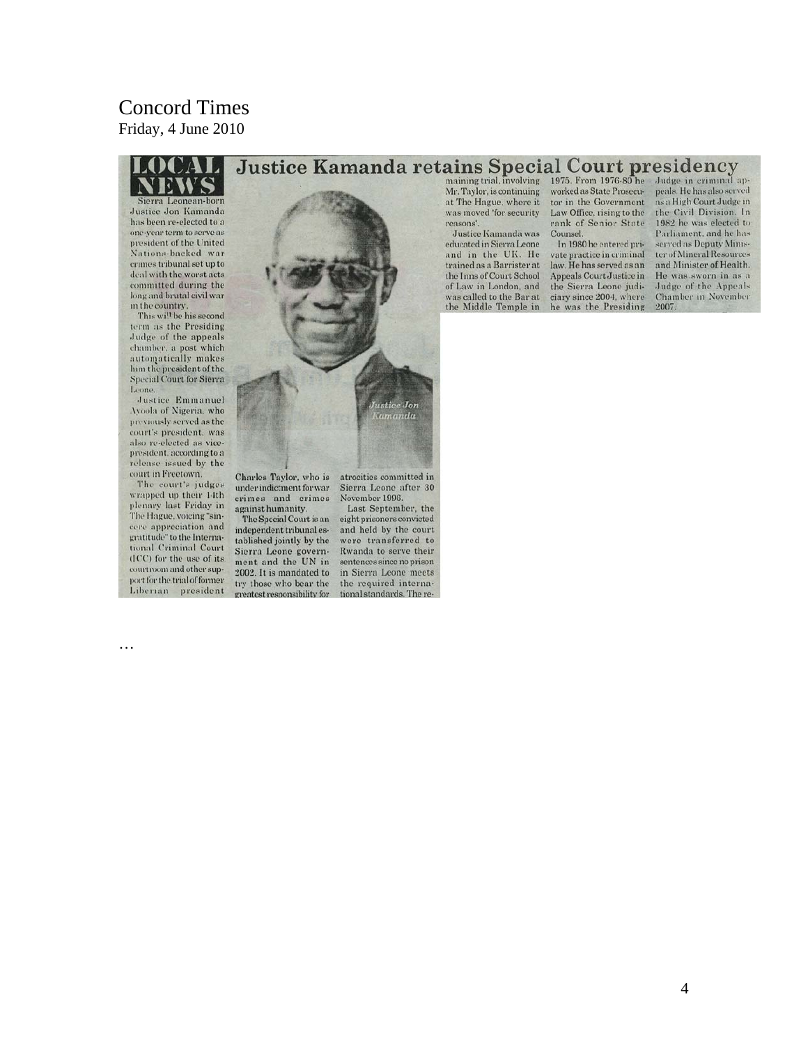# Concord Times
Friday, 4 June 2010

LOCAL NEWS

## Justice Kamanda retains Special Court presidency

Sierra Leonean-born Justice Jon Kamanda has been re-elected to a one-year term to serve as president of the United Nations-backed war crimes tribunal set up to deal with the worst acts committed during the long and brutal civil war in the country.

This will be his second term as the Presiding Judge of the appeals chamber, a post which automatically makes him the president of the Special Court for Sierra Leone.

Justice Emmanuel Ayoola of Nigeria, who previously served as the court's president, was also re-elected as vice-president, according to a release issued by the court in Freetown.

The court's judges wrapped up their 14th plenary last Friday in The Hague, voicing "sincere appreciation and gratitude" to the International Criminal Court (ICC) for the use of its courtroom and other support for the trial of former Liberian president Charles Taylor, who is under indictment for war crimes and crimes against humanity.

Justice Jon Kamanda

The Special Court is an independent tribunal established jointly by the Sierra Leone government and the UN in 2002. It is mandated to try those who bear the greatest responsibility for atrocities committed in Sierra Leone after 30 November 1996.

Last September, the eight prisoners convicted and held by the court were transferred to Rwanda to serve their sentences since no prison in Sierra Leone meets the required international standards. The remaining trial, involving Mr. Taylor, is continuing at The Hague, where it was moved 'for security reasons'.

Justice Kamanda was educated in Sierra Leone and in the UK. He trained as a Barrister at the Inns of Court School of Law in London, and was called to the Bar at the Middle Temple in 1975. From 1976-80 he worked as State Prosecutor in the Government Law Office, rising to the rank of Senior State Counsel.

In 1980 he entered private practice in criminal law. He has served as an Appeals Court Justice in the Sierra Leone judiciary since 2004, where he was the Presiding Judge in criminal appeals. He has also served as a High Court Judge in the Civil Division. In 1982 he was elected to Parliament, and he has served as Deputy Minister of Mineral Resources and Minister of Health. He was sworn in as a Judge of the Appeals Chamber in November 2007.

…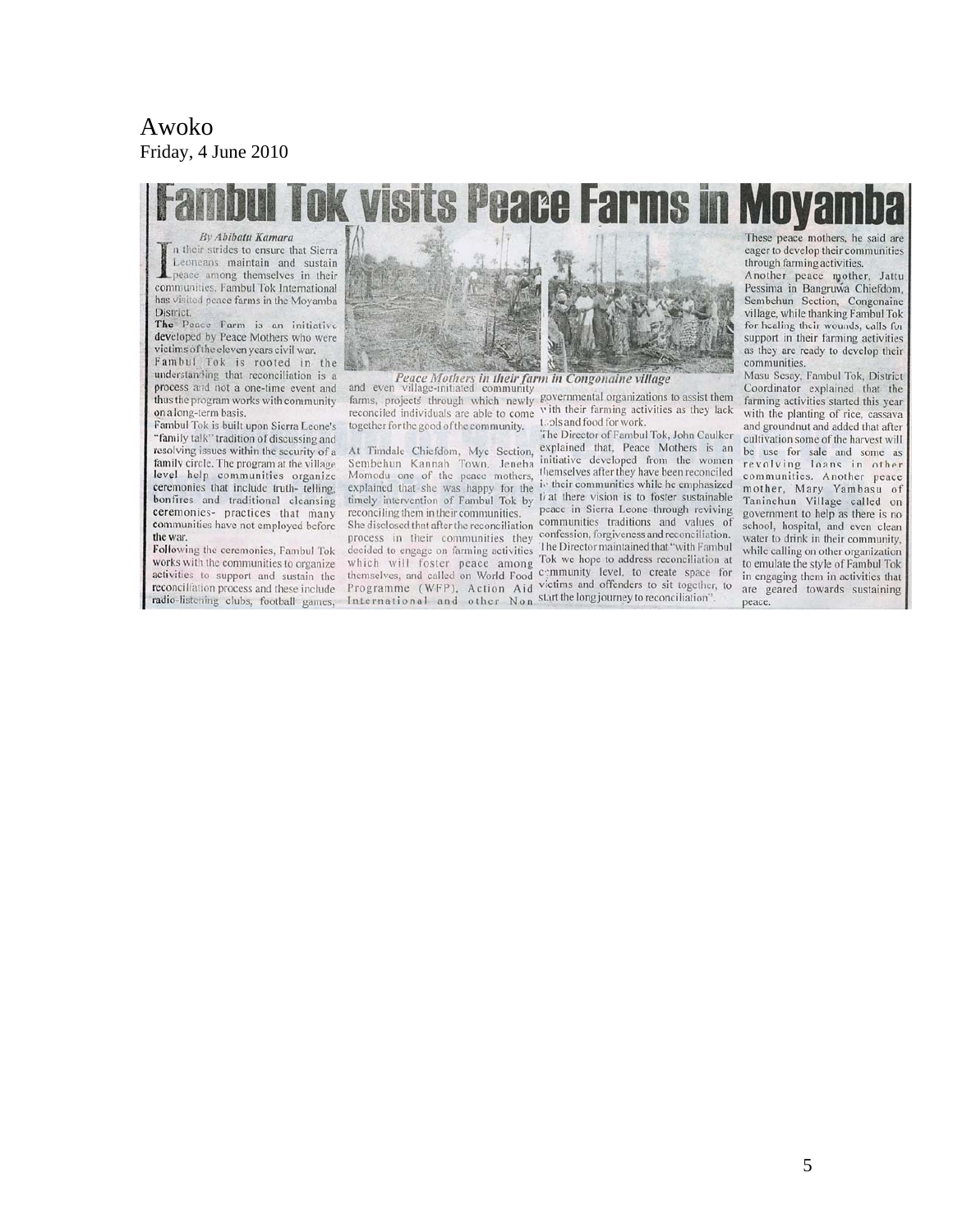Awoko
Friday, 4 June 2010

# Fambul Tok visits Peace Farms in Moyamba

*By Abibatu Kamara*

In their strides to ensure that Sierra Leoneans maintain and sustain peace among themselves in their communities, Fambul Tok International has visited peace farms in the Moyamba District.

**The** Peace Farm is an initiative developed by Peace Mothers who were victims of the eleven years civil war.

Fambul Tok is rooted in the understanding that reconciliation is a process and not a one-time event and thus the program works with community on a long-term basis.

Fambul Tok is built upon Sierra Leone's "family talk" tradition of discussing and resolving issues within the security of a family circle. The program at the village level help communities organize ceremonies that include truth- telling, bonfires and traditional cleansing ceremonies- practices that many communities have not employed before the war.

**Following** the ceremonies, Fambul Tok works with the communities to organize activities to support and sustain the reconciliation process and these include radio-listening clubs, football games, and even village-initiated community farms, projects through which newly reconciled individuals are able to come together for the good of the community.

*Peace Mothers in their farm in Congonaine village*

At Timdale Chiefdom, Mye Section, Sembehun Kannah Town, Jeneba Momodu one of the peace mothers, explained that she was happy for the timely intervention of Fambul Tok by reconciling them in their communities.

She disclosed that after the reconciliation process in their communities they decided to engage on farming activities which will foster peace among themselves, and called on World Food Programme (WFP), Action Aid International and other Non governmental organizations to assist them with their farming activities as they lack tools and food for work.

The Director of Fambul Tok, John Caulker explained that, Peace Mothers is an initiative developed from the women themselves after they have been reconciled in their communities while he emphasized that there vision is to foster sustainable peace in Sierra Leone through reviving communities traditions and values of confession, forgiveness and reconciliation.

The Director maintained that "with Fambul Tok we hope to address reconciliation at community level, to create space for victims and offenders to sit together, to start the long journey to reconciliation".

These peace mothers, he said are eager to develop their communities through farming activities.

Another peace mother, Jattu Pessima in Bangruwa Chiefdom, Sembehun Section, Congonaine village, while thanking Fambul Tok for healing their wounds, calls for support in their farming activities as they are ready to develop their communities.

Masu Sesay, Fambul Tok, District Coordinator explained that the farming activities started this year with the planting of rice, cassava and groundnut and added that after cultivation some of the harvest will be use for sale and some as revolving loans in other communities. Another peace mother, Mary Yambasu of Taninehun Village called on government to help as there is no school, hospital, and even clean water to drink in their community, while calling on other organization to emulate the style of Fambul Tok in engaging them in activities that are geared towards sustaining peace.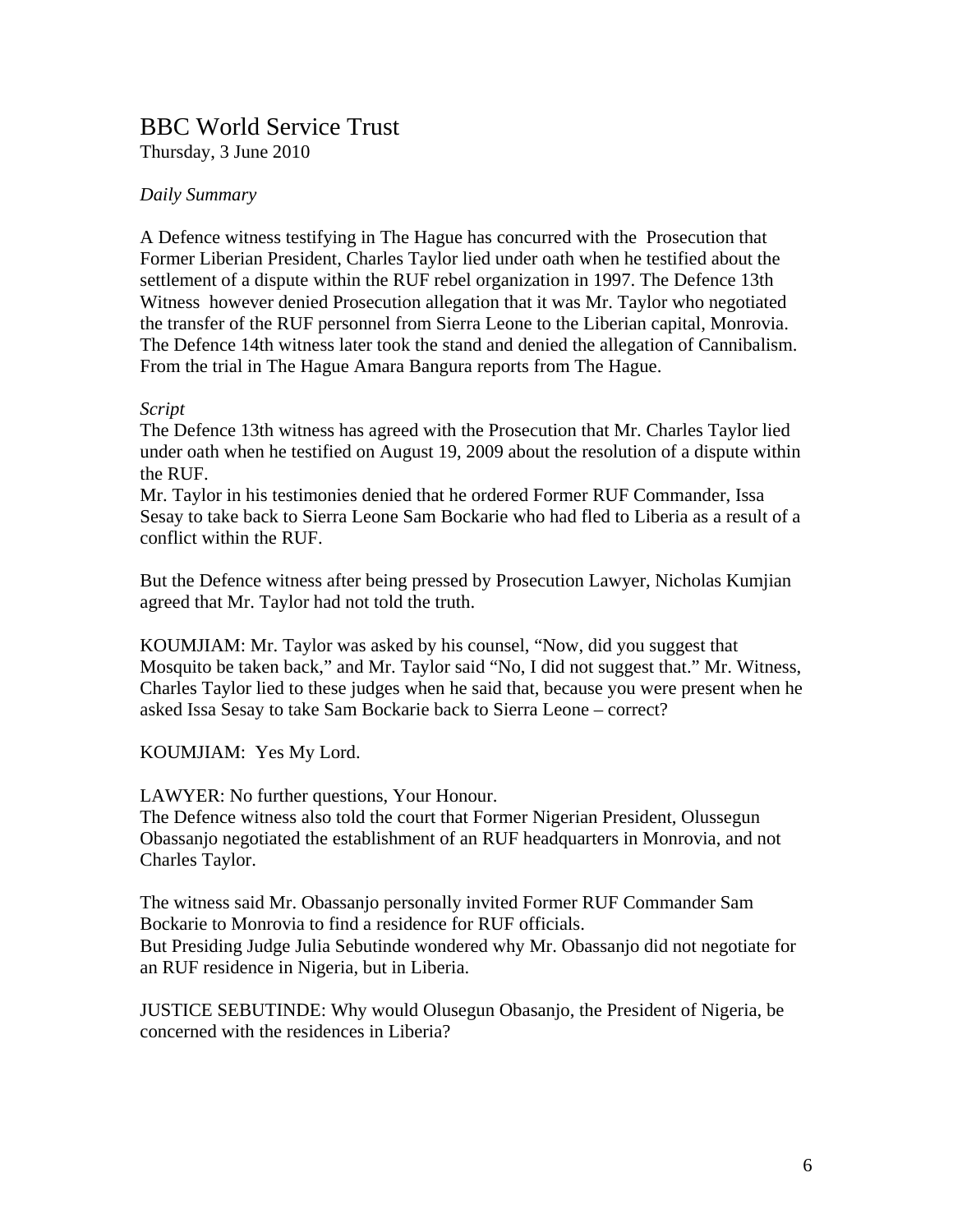# BBC World Service Trust

Thursday, 3 June 2010

*Daily Summary*

A Defence witness testifying in The Hague has concurred with the Prosecution that Former Liberian President, Charles Taylor lied under oath when he testified about the settlement of a dispute within the RUF rebel organization in 1997. The Defence 13th Witness however denied Prosecution allegation that it was Mr. Taylor who negotiated the transfer of the RUF personnel from Sierra Leone to the Liberian capital, Monrovia. The Defence 14th witness later took the stand and denied the allegation of Cannibalism. From the trial in The Hague Amara Bangura reports from The Hague.

*Script*

The Defence 13th witness has agreed with the Prosecution that Mr. Charles Taylor lied under oath when he testified on August 19, 2009 about the resolution of a dispute within the RUF.

Mr. Taylor in his testimonies denied that he ordered Former RUF Commander, Issa Sesay to take back to Sierra Leone Sam Bockarie who had fled to Liberia as a result of a conflict within the RUF.

But the Defence witness after being pressed by Prosecution Lawyer, Nicholas Kumjian agreed that Mr. Taylor had not told the truth.

KOUMJIAM: Mr. Taylor was asked by his counsel, "Now, did you suggest that Mosquito be taken back," and Mr. Taylor said "No, I did not suggest that." Mr. Witness, Charles Taylor lied to these judges when he said that, because you were present when he asked Issa Sesay to take Sam Bockarie back to Sierra Leone – correct?

KOUMJIAM: Yes My Lord.

LAWYER: No further questions, Your Honour.

The Defence witness also told the court that Former Nigerian President, Olussegun Obassanjo negotiated the establishment of an RUF headquarters in Monrovia, and not Charles Taylor.

The witness said Mr. Obassanjo personally invited Former RUF Commander Sam Bockarie to Monrovia to find a residence for RUF officials.

But Presiding Judge Julia Sebutinde wondered why Mr. Obassanjo did not negotiate for an RUF residence in Nigeria, but in Liberia.

JUSTICE SEBUTINDE: Why would Olusegun Obasanjo, the President of Nigeria, be concerned with the residences in Liberia?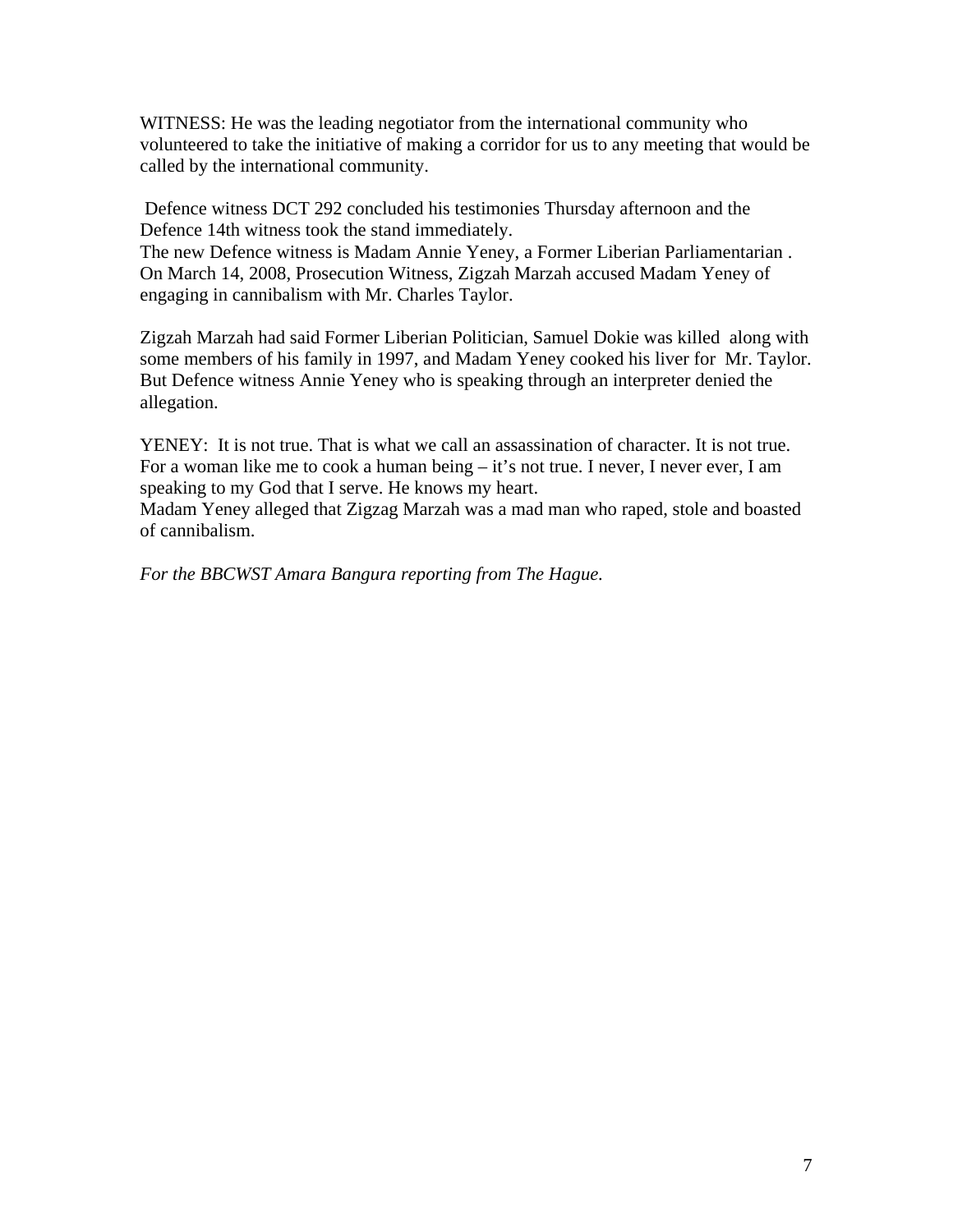WITNESS: He was the leading negotiator from the international community who volunteered to take the initiative of making a corridor for us to any meeting that would be called by the international community.

Defence witness DCT 292 concluded his testimonies Thursday afternoon and the Defence 14th witness took the stand immediately.
The new Defence witness is Madam Annie Yeney, a Former Liberian Parliamentarian . On March 14, 2008, Prosecution Witness, Zigzah Marzah accused Madam Yeney of engaging in cannibalism with Mr. Charles Taylor.

Zigzah Marzah had said Former Liberian Politician, Samuel Dokie was killed along with some members of his family in 1997, and Madam Yeney cooked his liver for Mr. Taylor. But Defence witness Annie Yeney who is speaking through an interpreter denied the allegation.

YENEY: It is not true. That is what we call an assassination of character. It is not true. For a woman like me to cook a human being – it's not true. I never, I never ever, I am speaking to my God that I serve. He knows my heart.
Madam Yeney alleged that Zigzag Marzah was a mad man who raped, stole and boasted of cannibalism.

*For the BBCWST Amara Bangura reporting from The Hague.*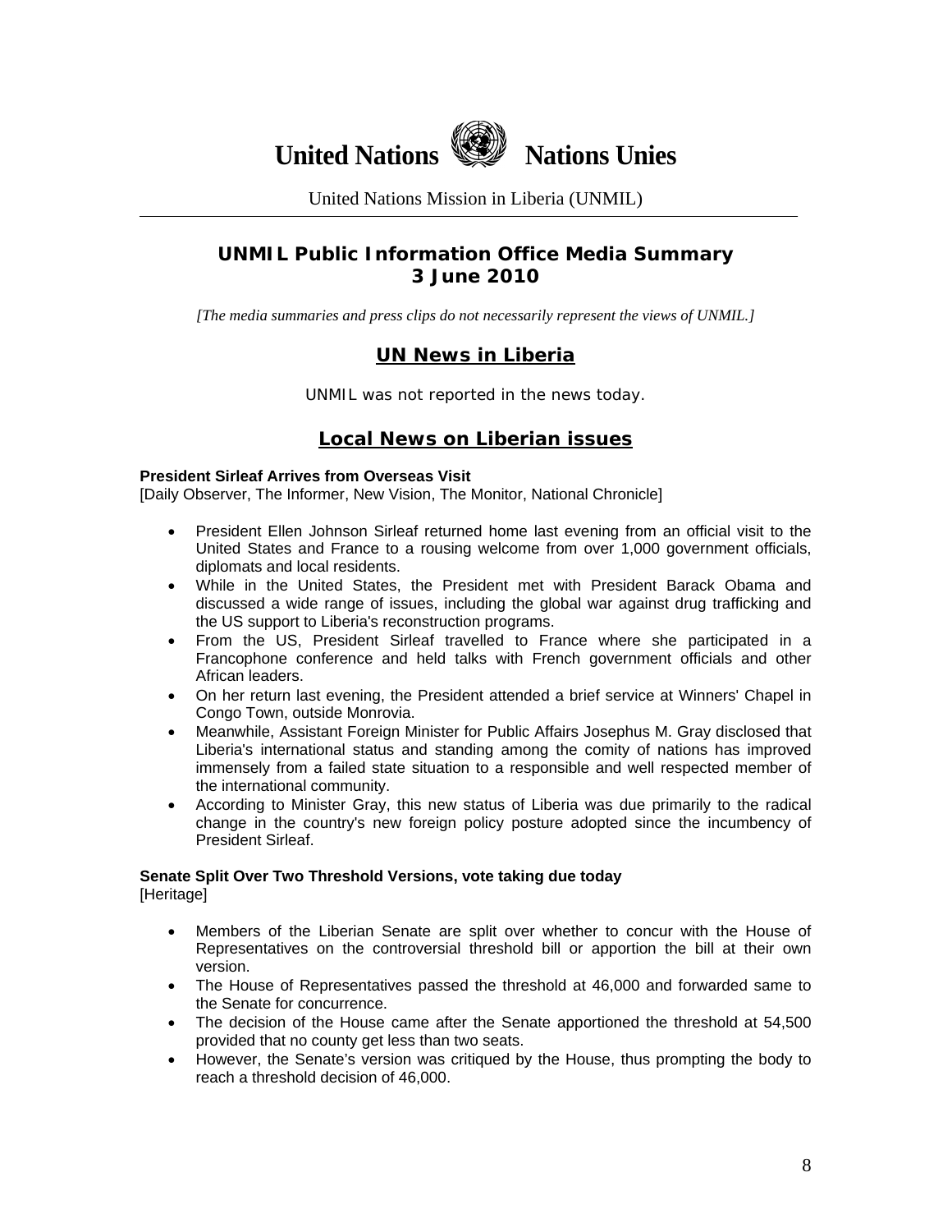# United Nations Nations Unies

United Nations Mission in Liberia (UNMIL)

## UNMIL Public Information Office Media Summary
## 3 June 2010

*[The media summaries and press clips do not necessarily represent the views of UNMIL.]*

## UN News in Liberia

UNMIL was not reported in the news today.

## Local News on Liberian issues

**President Sirleaf Arrives from Overseas Visit**
[Daily Observer, The Informer, New Vision, The Monitor, National Chronicle]

- President Ellen Johnson Sirleaf returned home last evening from an official visit to the United States and France to a rousing welcome from over 1,000 government officials, diplomats and local residents.
- While in the United States, the President met with President Barack Obama and discussed a wide range of issues, including the global war against drug trafficking and the US support to Liberia's reconstruction programs.
- From the US, President Sirleaf travelled to France where she participated in a Francophone conference and held talks with French government officials and other African leaders.
- On her return last evening, the President attended a brief service at Winners' Chapel in Congo Town, outside Monrovia.
- Meanwhile, Assistant Foreign Minister for Public Affairs Josephus M. Gray disclosed that Liberia's international status and standing among the comity of nations has improved immensely from a failed state situation to a responsible and well respected member of the international community.
- According to Minister Gray, this new status of Liberia was due primarily to the radical change in the country's new foreign policy posture adopted since the incumbency of President Sirleaf.

**Senate Split Over Two Threshold Versions, vote taking due today**
[Heritage]

- Members of the Liberian Senate are split over whether to concur with the House of Representatives on the controversial threshold bill or apportion the bill at their own version.
- The House of Representatives passed the threshold at 46,000 and forwarded same to the Senate for concurrence.
- The decision of the House came after the Senate apportioned the threshold at 54,500 provided that no county get less than two seats.
- However, the Senate's version was critiqued by the House, thus prompting the body to reach a threshold decision of 46,000.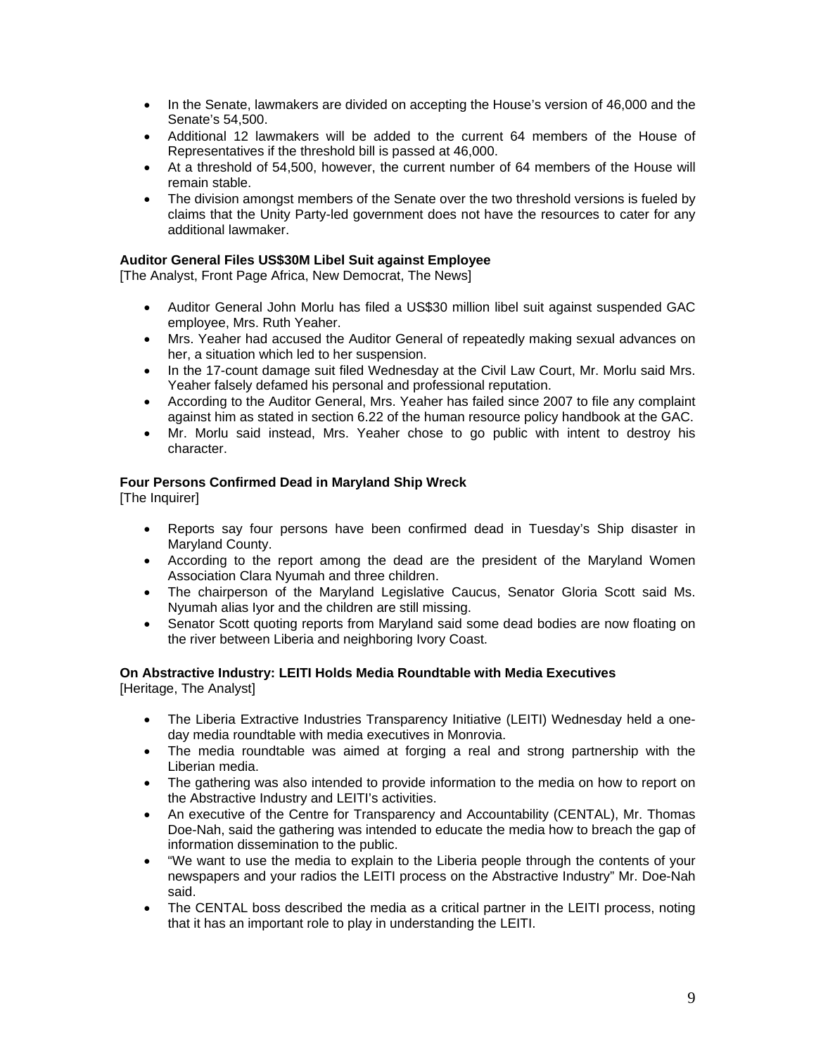- In the Senate, lawmakers are divided on accepting the House's version of 46,000 and the Senate's 54,500.
- Additional 12 lawmakers will be added to the current 64 members of the House of Representatives if the threshold bill is passed at 46,000.
- At a threshold of 54,500, however, the current number of 64 members of the House will remain stable.
- The division amongst members of the Senate over the two threshold versions is fueled by claims that the Unity Party-led government does not have the resources to cater for any additional lawmaker.

**Auditor General Files US$30M Libel Suit against Employee**
[The Analyst, Front Page Africa, New Democrat, The News]

- Auditor General John Morlu has filed a US$30 million libel suit against suspended GAC employee, Mrs. Ruth Yeaher.
- Mrs. Yeaher had accused the Auditor General of repeatedly making sexual advances on her, a situation which led to her suspension.
- In the 17-count damage suit filed Wednesday at the Civil Law Court, Mr. Morlu said Mrs. Yeaher falsely defamed his personal and professional reputation.
- According to the Auditor General, Mrs. Yeaher has failed since 2007 to file any complaint against him as stated in section 6.22 of the human resource policy handbook at the GAC.
- Mr. Morlu said instead, Mrs. Yeaher chose to go public with intent to destroy his character.

**Four Persons Confirmed Dead in Maryland Ship Wreck**
[The Inquirer]

- Reports say four persons have been confirmed dead in Tuesday's Ship disaster in Maryland County.
- According to the report among the dead are the president of the Maryland Women Association Clara Nyumah and three children.
- The chairperson of the Maryland Legislative Caucus, Senator Gloria Scott said Ms. Nyumah alias Iyor and the children are still missing.
- Senator Scott quoting reports from Maryland said some dead bodies are now floating on the river between Liberia and neighboring Ivory Coast.

**On Abstractive Industry: LEITI Holds Media Roundtable with Media Executives**
[Heritage, The Analyst]

- The Liberia Extractive Industries Transparency Initiative (LEITI) Wednesday held a one-day media roundtable with media executives in Monrovia.
- The media roundtable was aimed at forging a real and strong partnership with the Liberian media.
- The gathering was also intended to provide information to the media on how to report on the Abstractive Industry and LEITI's activities.
- An executive of the Centre for Transparency and Accountability (CENTAL), Mr. Thomas Doe-Nah, said the gathering was intended to educate the media how to breach the gap of information dissemination to the public.
- "We want to use the media to explain to the Liberia people through the contents of your newspapers and your radios the LEITI process on the Abstractive Industry" Mr. Doe-Nah said.
- The CENTAL boss described the media as a critical partner in the LEITI process, noting that it has an important role to play in understanding the LEITI.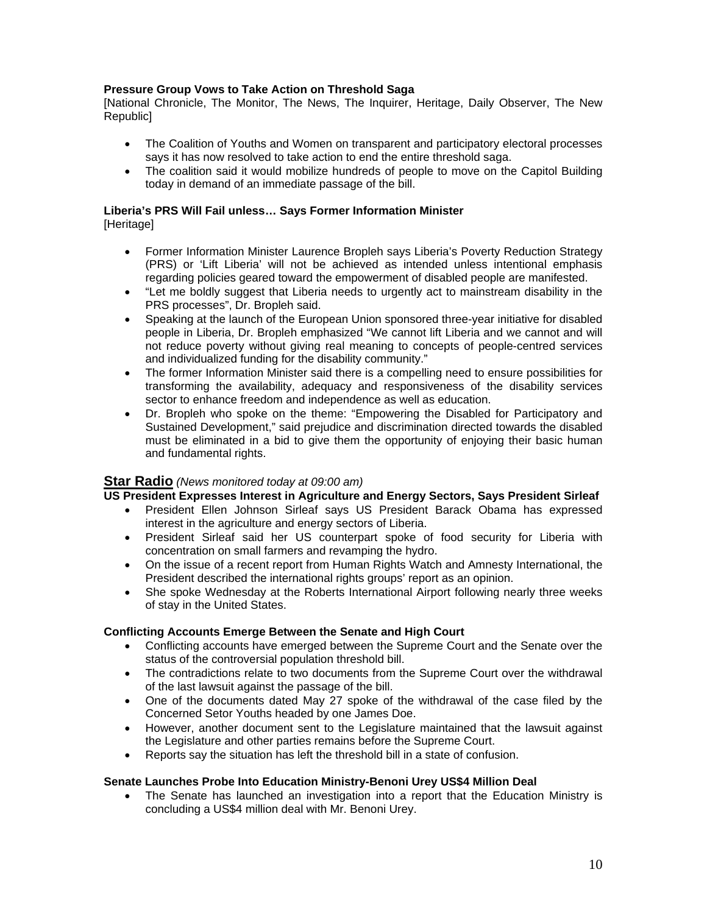**Pressure Group Vows to Take Action on Threshold Saga**
[National Chronicle, The Monitor, The News, The Inquirer, Heritage, Daily Observer, The New Republic]

- The Coalition of Youths and Women on transparent and participatory electoral processes says it has now resolved to take action to end the entire threshold saga.
- The coalition said it would mobilize hundreds of people to move on the Capitol Building today in demand of an immediate passage of the bill.

**Liberia's PRS Will Fail unless… Says Former Information Minister**
[Heritage]

- Former Information Minister Laurence Bropleh says Liberia's Poverty Reduction Strategy (PRS) or 'Lift Liberia' will not be achieved as intended unless intentional emphasis regarding policies geared toward the empowerment of disabled people are manifested.
- "Let me boldly suggest that Liberia needs to urgently act to mainstream disability in the PRS processes", Dr. Bropleh said.
- Speaking at the launch of the European Union sponsored three-year initiative for disabled people in Liberia, Dr. Bropleh emphasized "We cannot lift Liberia and we cannot and will not reduce poverty without giving real meaning to concepts of people-centred services and individualized funding for the disability community."
- The former Information Minister said there is a compelling need to ensure possibilities for transforming the availability, adequacy and responsiveness of the disability services sector to enhance freedom and independence as well as education.
- Dr. Bropleh who spoke on the theme: "Empowering the Disabled for Participatory and Sustained Development," said prejudice and discrimination directed towards the disabled must be eliminated in a bid to give them the opportunity of enjoying their basic human and fundamental rights.

## Star Radio *(News monitored today at 09:00 am)*

**US President Expresses Interest in Agriculture and Energy Sectors, Says President Sirleaf**

- President Ellen Johnson Sirleaf says US President Barack Obama has expressed interest in the agriculture and energy sectors of Liberia.
- President Sirleaf said her US counterpart spoke of food security for Liberia with concentration on small farmers and revamping the hydro.
- On the issue of a recent report from Human Rights Watch and Amnesty International, the President described the international rights groups' report as an opinion.
- She spoke Wednesday at the Roberts International Airport following nearly three weeks of stay in the United States.

**Conflicting Accounts Emerge Between the Senate and High Court**

- Conflicting accounts have emerged between the Supreme Court and the Senate over the status of the controversial population threshold bill.
- The contradictions relate to two documents from the Supreme Court over the withdrawal of the last lawsuit against the passage of the bill.
- One of the documents dated May 27 spoke of the withdrawal of the case filed by the Concerned Setor Youths headed by one James Doe.
- However, another document sent to the Legislature maintained that the lawsuit against the Legislature and other parties remains before the Supreme Court.
- Reports say the situation has left the threshold bill in a state of confusion.

**Senate Launches Probe Into Education Ministry-Benoni Urey US$4 Million Deal**

- The Senate has launched an investigation into a report that the Education Ministry is concluding a US$4 million deal with Mr. Benoni Urey.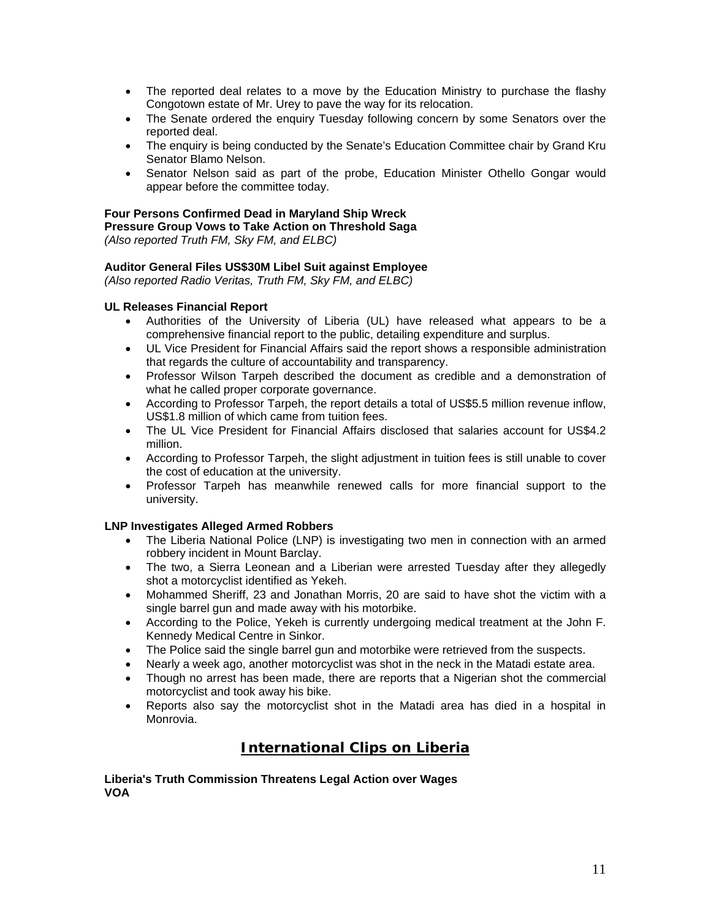- The reported deal relates to a move by the Education Ministry to purchase the flashy Congotown estate of Mr. Urey to pave the way for its relocation.
- The Senate ordered the enquiry Tuesday following concern by some Senators over the reported deal.
- The enquiry is being conducted by the Senate's Education Committee chair by Grand Kru Senator Blamo Nelson.
- Senator Nelson said as part of the probe, Education Minister Othello Gongar would appear before the committee today.

**Four Persons Confirmed Dead in Maryland Ship Wreck**
**Pressure Group Vows to Take Action on Threshold Saga**
*(Also reported Truth FM, Sky FM, and ELBC)*

**Auditor General Files US$30M Libel Suit against Employee**
*(Also reported Radio Veritas, Truth FM, Sky FM, and ELBC)*

**UL Releases Financial Report**

- Authorities of the University of Liberia (UL) have released what appears to be a comprehensive financial report to the public, detailing expenditure and surplus.
- UL Vice President for Financial Affairs said the report shows a responsible administration that regards the culture of accountability and transparency.
- Professor Wilson Tarpeh described the document as credible and a demonstration of what he called proper corporate governance.
- According to Professor Tarpeh, the report details a total of US$5.5 million revenue inflow, US$1.8 million of which came from tuition fees.
- The UL Vice President for Financial Affairs disclosed that salaries account for US$4.2 million.
- According to Professor Tarpeh, the slight adjustment in tuition fees is still unable to cover the cost of education at the university.
- Professor Tarpeh has meanwhile renewed calls for more financial support to the university.

**LNP Investigates Alleged Armed Robbers**

- The Liberia National Police (LNP) is investigating two men in connection with an armed robbery incident in Mount Barclay.
- The two, a Sierra Leonean and a Liberian were arrested Tuesday after they allegedly shot a motorcyclist identified as Yekeh.
- Mohammed Sheriff, 23 and Jonathan Morris, 20 are said to have shot the victim with a single barrel gun and made away with his motorbike.
- According to the Police, Yekeh is currently undergoing medical treatment at the John F. Kennedy Medical Centre in Sinkor.
- The Police said the single barrel gun and motorbike were retrieved from the suspects.
- Nearly a week ago, another motorcyclist was shot in the neck in the Matadi estate area.
- Though no arrest has been made, there are reports that a Nigerian shot the commercial motorcyclist and took away his bike.
- Reports also say the motorcyclist shot in the Matadi area has died in a hospital in Monrovia.

## International Clips on Liberia

**Liberia's Truth Commission Threatens Legal Action over Wages**
**VOA**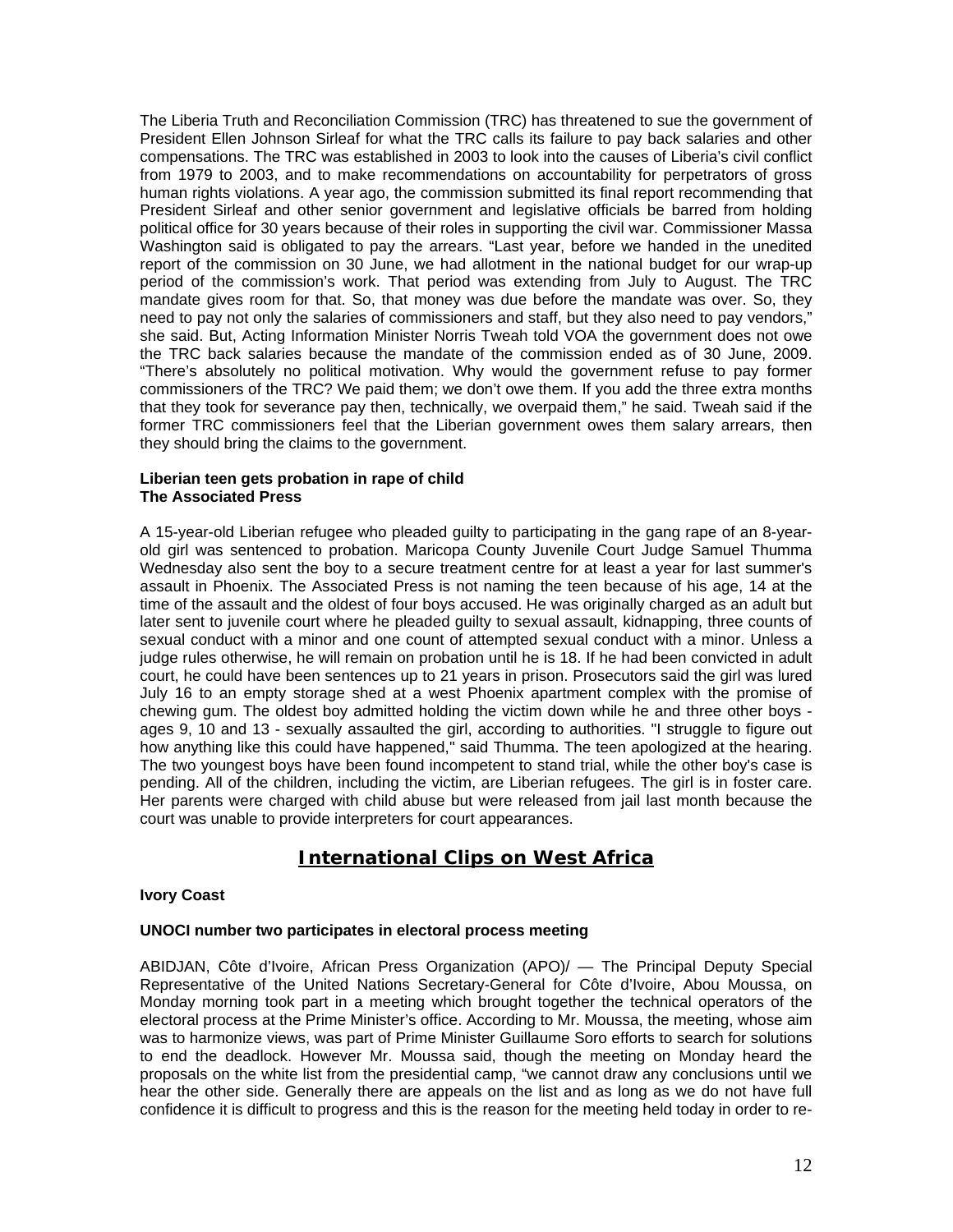The Liberia Truth and Reconciliation Commission (TRC) has threatened to sue the government of President Ellen Johnson Sirleaf for what the TRC calls its failure to pay back salaries and other compensations. The TRC was established in 2003 to look into the causes of Liberia's civil conflict from 1979 to 2003, and to make recommendations on accountability for perpetrators of gross human rights violations. A year ago, the commission submitted its final report recommending that President Sirleaf and other senior government and legislative officials be barred from holding political office for 30 years because of their roles in supporting the civil war. Commissioner Massa Washington said is obligated to pay the arrears. "Last year, before we handed in the unedited report of the commission on 30 June, we had allotment in the national budget for our wrap-up period of the commission's work. That period was extending from July to August. The TRC mandate gives room for that. So, that money was due before the mandate was over. So, they need to pay not only the salaries of commissioners and staff, but they also need to pay vendors," she said. But, Acting Information Minister Norris Tweah told VOA the government does not owe the TRC back salaries because the mandate of the commission ended as of 30 June, 2009. "There's absolutely no political motivation. Why would the government refuse to pay former commissioners of the TRC? We paid them; we don't owe them. If you add the three extra months that they took for severance pay then, technically, we overpaid them," he said. Tweah said if the former TRC commissioners feel that the Liberian government owes them salary arrears, then they should bring the claims to the government.

**Liberian teen gets probation in rape of child**
**The Associated Press**

A 15-year-old Liberian refugee who pleaded guilty to participating in the gang rape of an 8-year-old girl was sentenced to probation. Maricopa County Juvenile Court Judge Samuel Thumma Wednesday also sent the boy to a secure treatment centre for at least a year for last summer's assault in Phoenix. The Associated Press is not naming the teen because of his age, 14 at the time of the assault and the oldest of four boys accused. He was originally charged as an adult but later sent to juvenile court where he pleaded guilty to sexual assault, kidnapping, three counts of sexual conduct with a minor and one count of attempted sexual conduct with a minor. Unless a judge rules otherwise, he will remain on probation until he is 18. If he had been convicted in adult court, he could have been sentences up to 21 years in prison. Prosecutors said the girl was lured July 16 to an empty storage shed at a west Phoenix apartment complex with the promise of chewing gum. The oldest boy admitted holding the victim down while he and three other boys - ages 9, 10 and 13 - sexually assaulted the girl, according to authorities. "I struggle to figure out how anything like this could have happened," said Thumma. The teen apologized at the hearing. The two youngest boys have been found incompetent to stand trial, while the other boy's case is pending. All of the children, including the victim, are Liberian refugees. The girl is in foster care. Her parents were charged with child abuse but were released from jail last month because the court was unable to provide interpreters for court appearances.

## International Clips on West Africa

**Ivory Coast**

**UNOCI number two participates in electoral process meeting**

ABIDJAN, Côte d'Ivoire, African Press Organization (APO)/ — The Principal Deputy Special Representative of the United Nations Secretary-General for Côte d'Ivoire, Abou Moussa, on Monday morning took part in a meeting which brought together the technical operators of the electoral process at the Prime Minister's office. According to Mr. Moussa, the meeting, whose aim was to harmonize views, was part of Prime Minister Guillaume Soro efforts to search for solutions to end the deadlock. However Mr. Moussa said, though the meeting on Monday heard the proposals on the white list from the presidential camp, "we cannot draw any conclusions until we hear the other side. Generally there are appeals on the list and as long as we do not have full confidence it is difficult to progress and this is the reason for the meeting held today in order to re-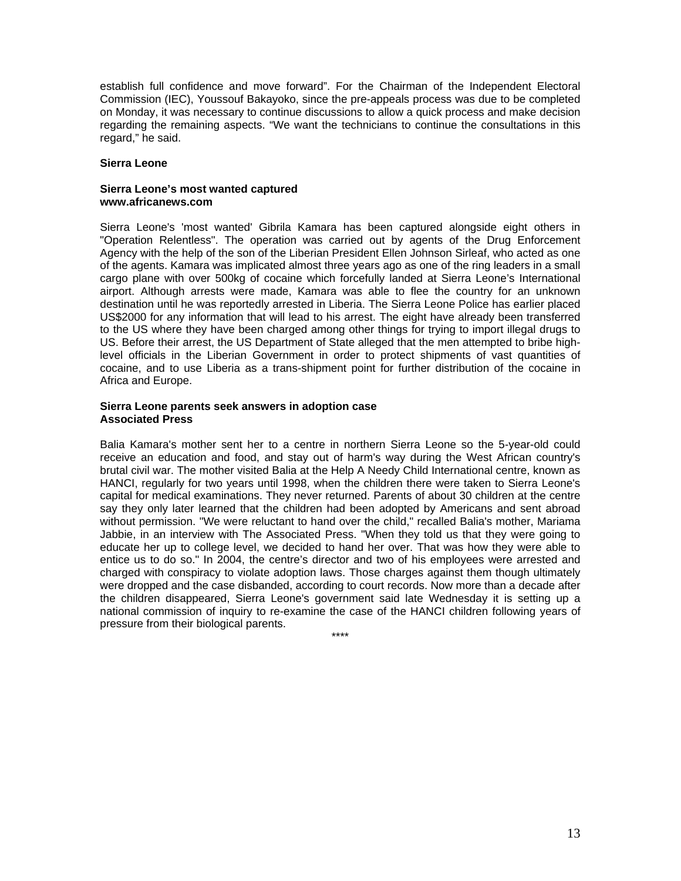establish full confidence and move forward". For the Chairman of the Independent Electoral Commission (IEC), Youssouf Bakayoko, since the pre-appeals process was due to be completed on Monday, it was necessary to continue discussions to allow a quick process and make decision regarding the remaining aspects. "We want the technicians to continue the consultations in this regard," he said.

**Sierra Leone**

**Sierra Leone's most wanted captured**
**www.africanews.com**

Sierra Leone's 'most wanted' Gibrila Kamara has been captured alongside eight others in "Operation Relentless". The operation was carried out by agents of the Drug Enforcement Agency with the help of the son of the Liberian President Ellen Johnson Sirleaf, who acted as one of the agents. Kamara was implicated almost three years ago as one of the ring leaders in a small cargo plane with over 500kg of cocaine which forcefully landed at Sierra Leone's International airport. Although arrests were made, Kamara was able to flee the country for an unknown destination until he was reportedly arrested in Liberia. The Sierra Leone Police has earlier placed US$2000 for any information that will lead to his arrest. The eight have already been transferred to the US where they have been charged among other things for trying to import illegal drugs to US. Before their arrest, the US Department of State alleged that the men attempted to bribe high-level officials in the Liberian Government in order to protect shipments of vast quantities of cocaine, and to use Liberia as a trans-shipment point for further distribution of the cocaine in Africa and Europe.

**Sierra Leone parents seek answers in adoption case**
**Associated Press**

Balia Kamara's mother sent her to a centre in northern Sierra Leone so the 5-year-old could receive an education and food, and stay out of harm's way during the West African country's brutal civil war. The mother visited Balia at the Help A Needy Child International centre, known as HANCI, regularly for two years until 1998, when the children there were taken to Sierra Leone's capital for medical examinations. They never returned. Parents of about 30 children at the centre say they only later learned that the children had been adopted by Americans and sent abroad without permission. "We were reluctant to hand over the child," recalled Balia's mother, Mariama Jabbie, in an interview with The Associated Press. "When they told us that they were going to educate her up to college level, we decided to hand her over. That was how they were able to entice us to do so." In 2004, the centre's director and two of his employees were arrested and charged with conspiracy to violate adoption laws. Those charges against them though ultimately were dropped and the case disbanded, according to court records. Now more than a decade after the children disappeared, Sierra Leone's government said late Wednesday it is setting up a national commission of inquiry to re-examine the case of the HANCI children following years of pressure from their biological parents.

****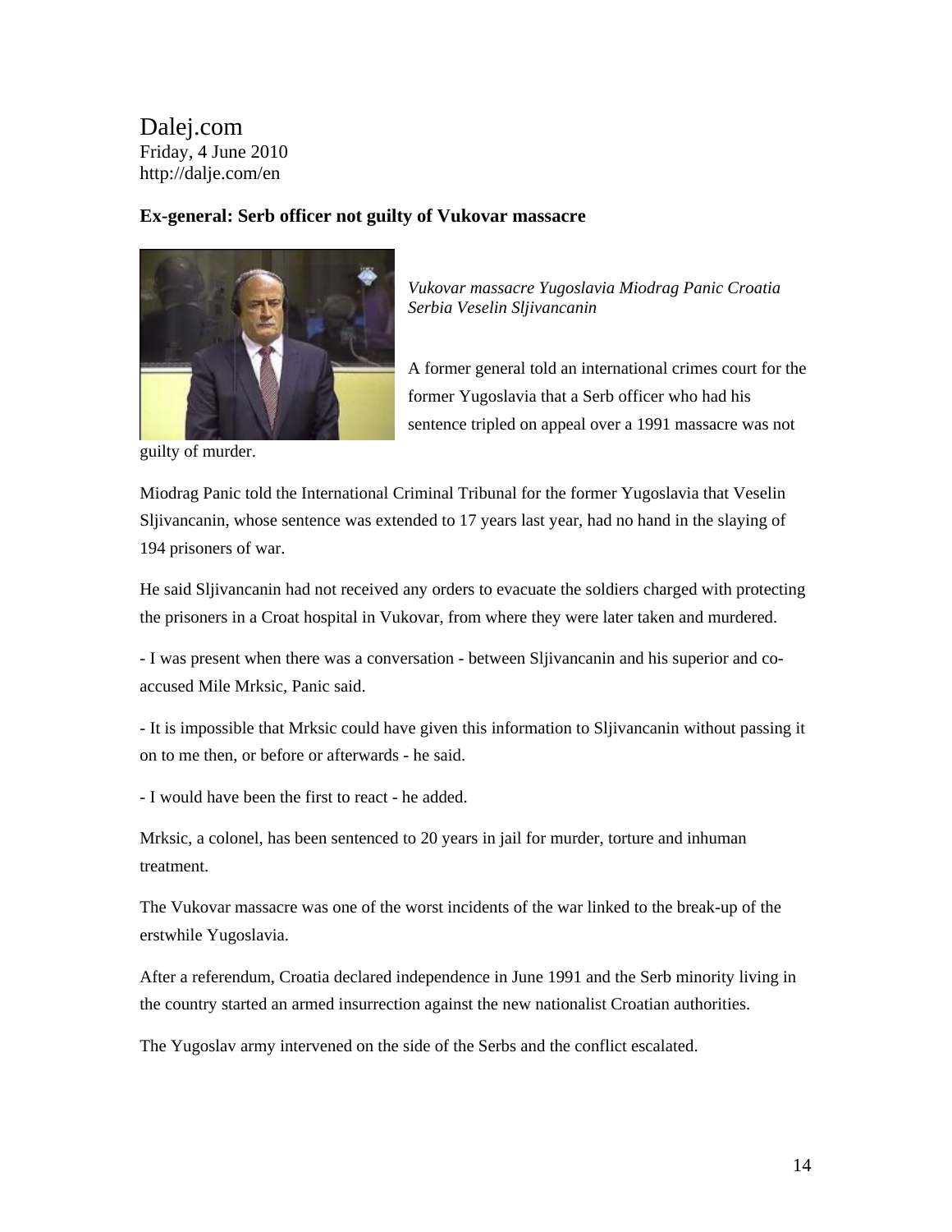Dalej.com
Friday, 4 June 2010
http://dalje.com/en

**Ex-general: Serb officer not guilty of Vukovar massacre**

*Vukovar massacre Yugoslavia Miodrag Panic Croatia Serbia Veselin Sljivancanin*

A former general told an international crimes court for the former Yugoslavia that a Serb officer who had his sentence tripled on appeal over a 1991 massacre was not guilty of murder.

Miodrag Panic told the International Criminal Tribunal for the former Yugoslavia that Veselin Sljivancanin, whose sentence was extended to 17 years last year, had no hand in the slaying of 194 prisoners of war.

He said Sljivancanin had not received any orders to evacuate the soldiers charged with protecting the prisoners in a Croat hospital in Vukovar, from where they were later taken and murdered.

- I was present when there was a conversation - between Sljivancanin and his superior and co-accused Mile Mrksic, Panic said.

- It is impossible that Mrksic could have given this information to Sljivancanin without passing it on to me then, or before or afterwards - he said.

- I would have been the first to react - he added.

Mrksic, a colonel, has been sentenced to 20 years in jail for murder, torture and inhuman treatment.

The Vukovar massacre was one of the worst incidents of the war linked to the break-up of the erstwhile Yugoslavia.

After a referendum, Croatia declared independence in June 1991 and the Serb minority living in the country started an armed insurrection against the new nationalist Croatian authorities.

The Yugoslav army intervened on the side of the Serbs and the conflict escalated.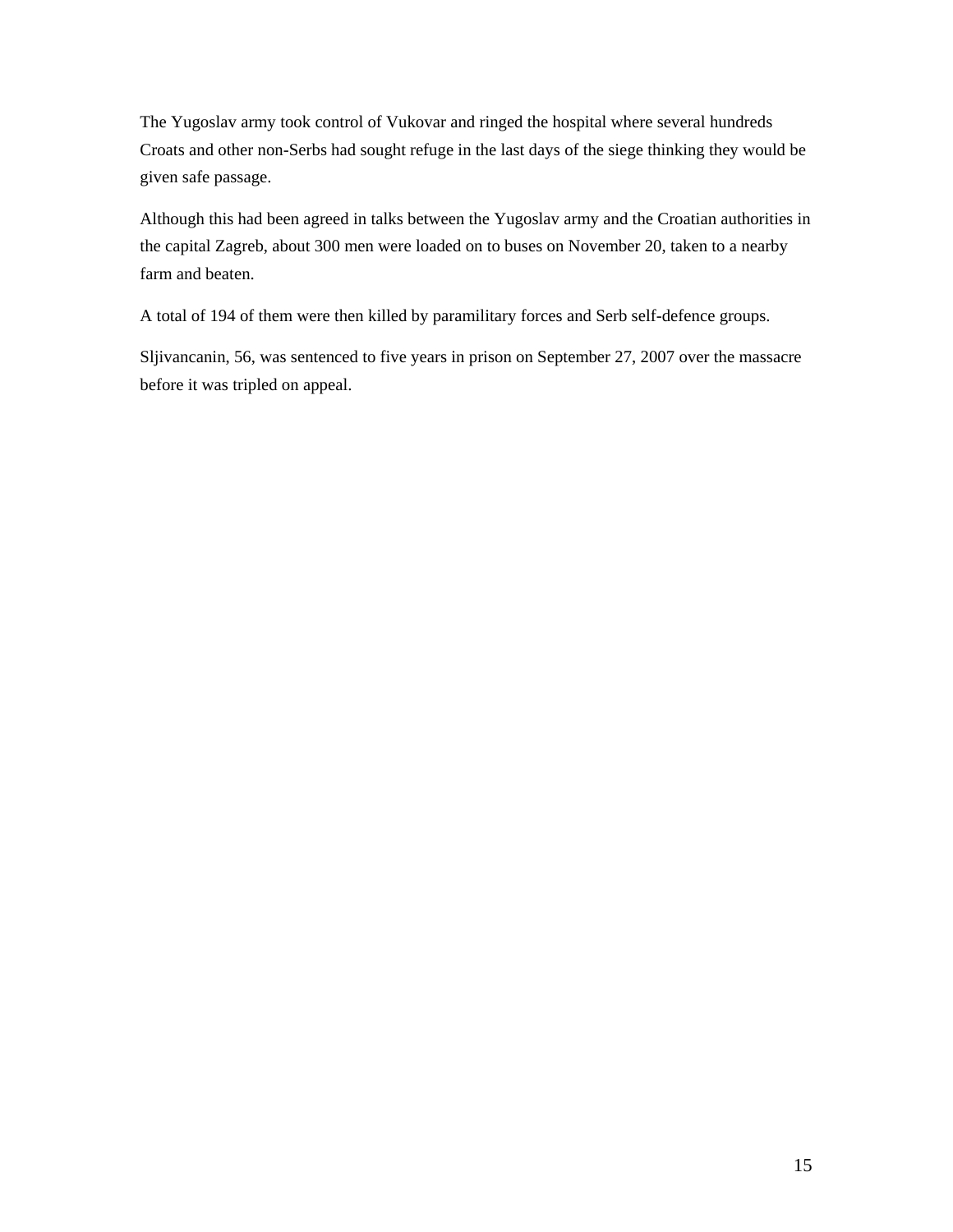The Yugoslav army took control of Vukovar and ringed the hospital where several hundreds Croats and other non-Serbs had sought refuge in the last days of the siege thinking they would be given safe passage.

Although this had been agreed in talks between the Yugoslav army and the Croatian authorities in the capital Zagreb, about 300 men were loaded on to buses on November 20, taken to a nearby farm and beaten.

A total of 194 of them were then killed by paramilitary forces and Serb self-defence groups.

Sljivancanin, 56, was sentenced to five years in prison on September 27, 2007 over the massacre before it was tripled on appeal.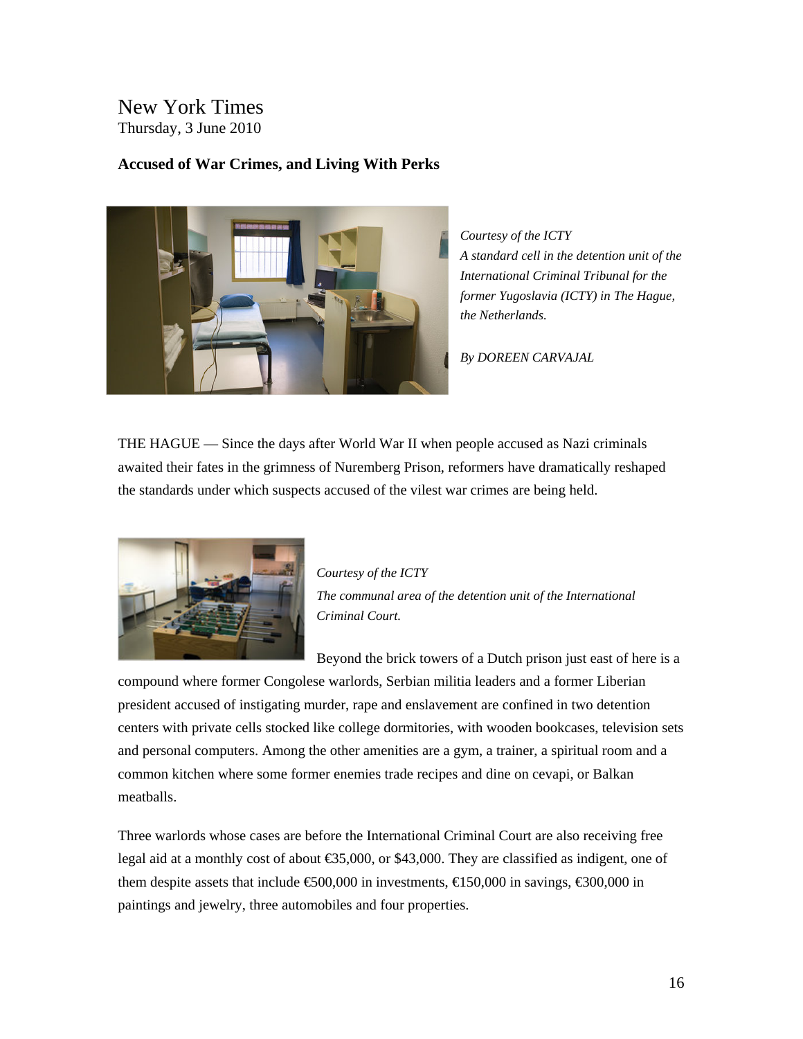New York Times
Thursday, 3 June 2010

**Accused of War Crimes, and Living With Perks**

*Courtesy of the ICTY*
*A standard cell in the detention unit of the International Criminal Tribunal for the former Yugoslavia (ICTY) in The Hague, the Netherlands.*

*By DOREEN CARVAJAL*

THE HAGUE — Since the days after World War II when people accused as Nazi criminals awaited their fates in the grimness of Nuremberg Prison, reformers have dramatically reshaped the standards under which suspects accused of the vilest war crimes are being held.

*Courtesy of the ICTY*
*The communal area of the detention unit of the International Criminal Court.*

Beyond the brick towers of a Dutch prison just east of here is a compound where former Congolese warlords, Serbian militia leaders and a former Liberian president accused of instigating murder, rape and enslavement are confined in two detention centers with private cells stocked like college dormitories, with wooden bookcases, television sets and personal computers. Among the other amenities are a gym, a trainer, a spiritual room and a common kitchen where some former enemies trade recipes and dine on cevapi, or Balkan meatballs.

Three warlords whose cases are before the International Criminal Court are also receiving free legal aid at a monthly cost of about €35,000, or $43,000. They are classified as indigent, one of them despite assets that include €500,000 in investments, €150,000 in savings, €300,000 in paintings and jewelry, three automobiles and four properties.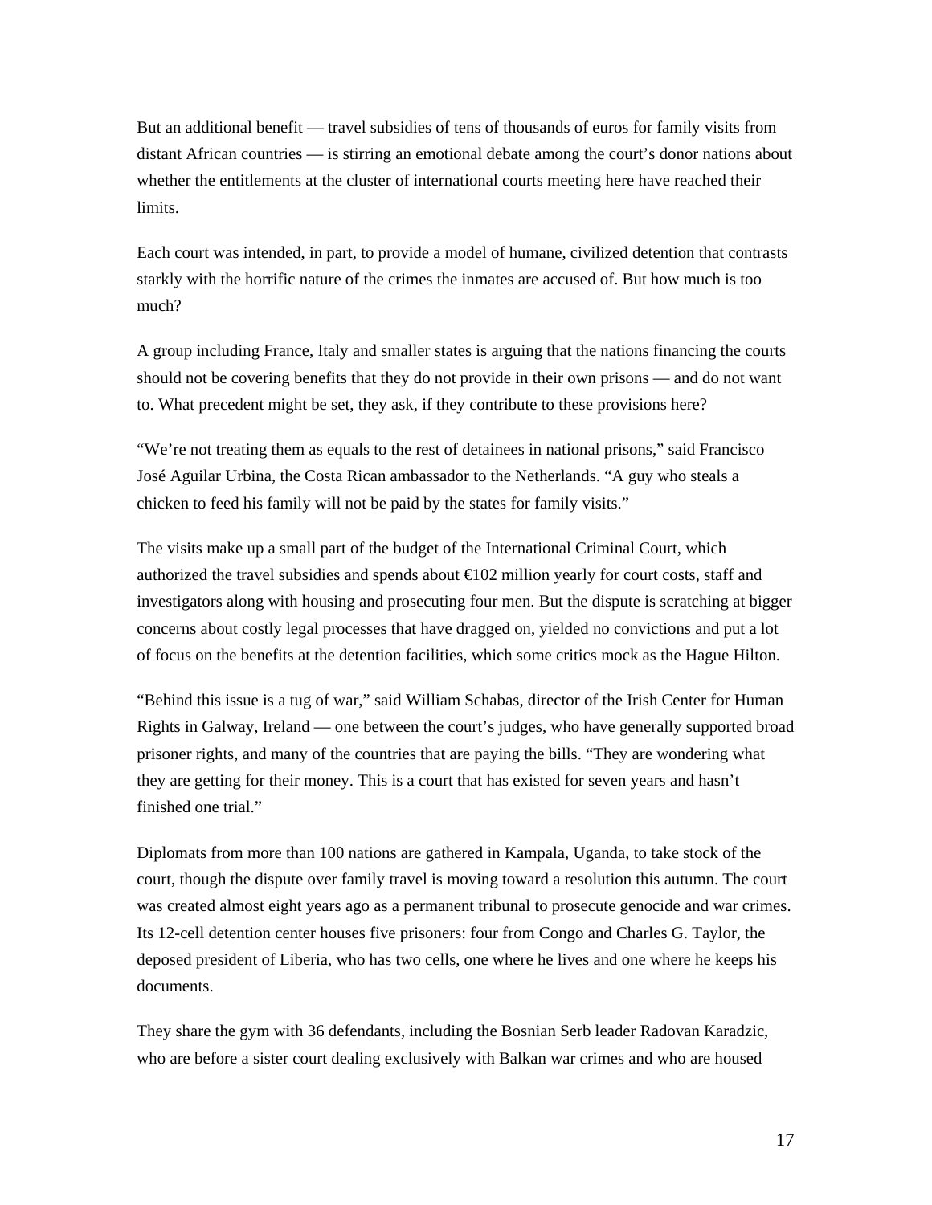But an additional benefit — travel subsidies of tens of thousands of euros for family visits from distant African countries — is stirring an emotional debate among the court's donor nations about whether the entitlements at the cluster of international courts meeting here have reached their limits.

Each court was intended, in part, to provide a model of humane, civilized detention that contrasts starkly with the horrific nature of the crimes the inmates are accused of. But how much is too much?

A group including France, Italy and smaller states is arguing that the nations financing the courts should not be covering benefits that they do not provide in their own prisons — and do not want to. What precedent might be set, they ask, if they contribute to these provisions here?

"We're not treating them as equals to the rest of detainees in national prisons," said Francisco José Aguilar Urbina, the Costa Rican ambassador to the Netherlands. "A guy who steals a chicken to feed his family will not be paid by the states for family visits."

The visits make up a small part of the budget of the International Criminal Court, which authorized the travel subsidies and spends about €102 million yearly for court costs, staff and investigators along with housing and prosecuting four men. But the dispute is scratching at bigger concerns about costly legal processes that have dragged on, yielded no convictions and put a lot of focus on the benefits at the detention facilities, which some critics mock as the Hague Hilton.

"Behind this issue is a tug of war," said William Schabas, director of the Irish Center for Human Rights in Galway, Ireland — one between the court's judges, who have generally supported broad prisoner rights, and many of the countries that are paying the bills. "They are wondering what they are getting for their money. This is a court that has existed for seven years and hasn't finished one trial."

Diplomats from more than 100 nations are gathered in Kampala, Uganda, to take stock of the court, though the dispute over family travel is moving toward a resolution this autumn. The court was created almost eight years ago as a permanent tribunal to prosecute genocide and war crimes. Its 12-cell detention center houses five prisoners: four from Congo and Charles G. Taylor, the deposed president of Liberia, who has two cells, one where he lives and one where he keeps his documents.

They share the gym with 36 defendants, including the Bosnian Serb leader Radovan Karadzic, who are before a sister court dealing exclusively with Balkan war crimes and who are housed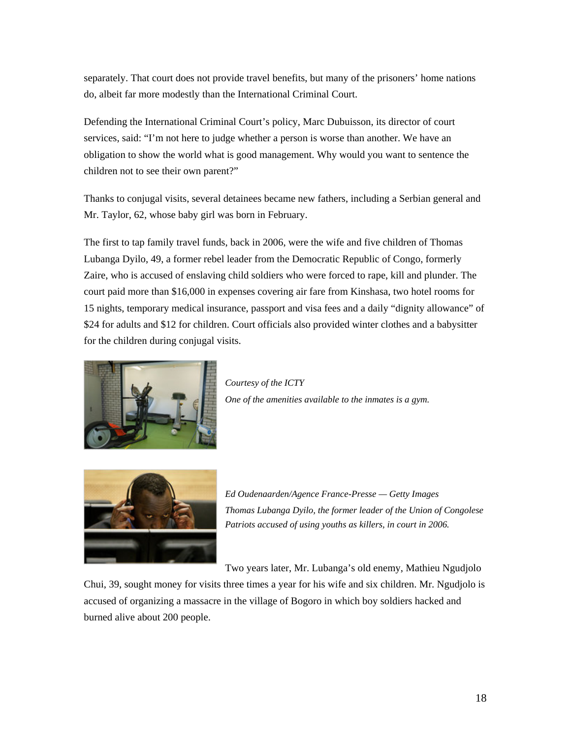separately. That court does not provide travel benefits, but many of the prisoners' home nations do, albeit far more modestly than the International Criminal Court.

Defending the International Criminal Court's policy, Marc Dubuisson, its director of court services, said: "I'm not here to judge whether a person is worse than another. We have an obligation to show the world what is good management. Why would you want to sentence the children not to see their own parent?"

Thanks to conjugal visits, several detainees became new fathers, including a Serbian general and Mr. Taylor, 62, whose baby girl was born in February.

The first to tap family travel funds, back in 2006, were the wife and five children of Thomas Lubanga Dyilo, 49, a former rebel leader from the Democratic Republic of Congo, formerly Zaire, who is accused of enslaving child soldiers who were forced to rape, kill and plunder. The court paid more than $16,000 in expenses covering air fare from Kinshasa, two hotel rooms for 15 nights, temporary medical insurance, passport and visa fees and a daily "dignity allowance" of $24 for adults and $12 for children. Court officials also provided winter clothes and a babysitter for the children during conjugal visits.

*Courtesy of the ICTY*
*One of the amenities available to the inmates is a gym.*

*Ed Oudenaarden/Agence France-Presse — Getty Images*
*Thomas Lubanga Dyilo, the former leader of the Union of Congolese Patriots accused of using youths as killers, in court in 2006.*

Two years later, Mr. Lubanga's old enemy, Mathieu Ngudjolo Chui, 39, sought money for visits three times a year for his wife and six children. Mr. Ngudjolo is accused of organizing a massacre in the village of Bogoro in which boy soldiers hacked and burned alive about 200 people.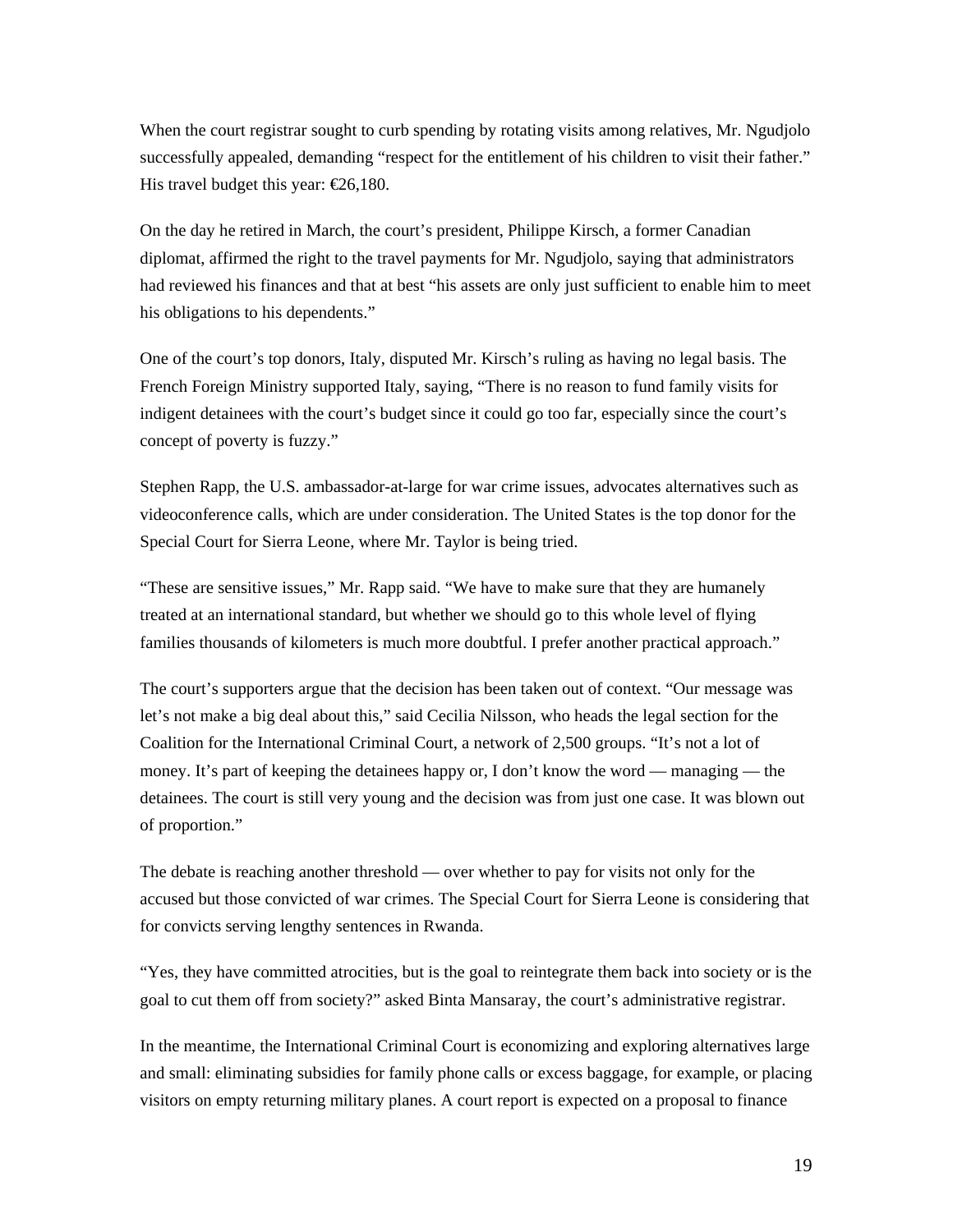When the court registrar sought to curb spending by rotating visits among relatives, Mr. Ngudjolo successfully appealed, demanding "respect for the entitlement of his children to visit their father." His travel budget this year: €26,180.

On the day he retired in March, the court's president, Philippe Kirsch, a former Canadian diplomat, affirmed the right to the travel payments for Mr. Ngudjolo, saying that administrators had reviewed his finances and that at best "his assets are only just sufficient to enable him to meet his obligations to his dependents."

One of the court's top donors, Italy, disputed Mr. Kirsch's ruling as having no legal basis. The French Foreign Ministry supported Italy, saying, "There is no reason to fund family visits for indigent detainees with the court's budget since it could go too far, especially since the court's concept of poverty is fuzzy."

Stephen Rapp, the U.S. ambassador-at-large for war crime issues, advocates alternatives such as videoconference calls, which are under consideration. The United States is the top donor for the Special Court for Sierra Leone, where Mr. Taylor is being tried.

"These are sensitive issues," Mr. Rapp said. "We have to make sure that they are humanely treated at an international standard, but whether we should go to this whole level of flying families thousands of kilometers is much more doubtful. I prefer another practical approach."

The court's supporters argue that the decision has been taken out of context. "Our message was let's not make a big deal about this," said Cecilia Nilsson, who heads the legal section for the Coalition for the International Criminal Court, a network of 2,500 groups. "It's not a lot of money. It's part of keeping the detainees happy or, I don't know the word — managing — the detainees. The court is still very young and the decision was from just one case. It was blown out of proportion."

The debate is reaching another threshold — over whether to pay for visits not only for the accused but those convicted of war crimes. The Special Court for Sierra Leone is considering that for convicts serving lengthy sentences in Rwanda.

"Yes, they have committed atrocities, but is the goal to reintegrate them back into society or is the goal to cut them off from society?" asked Binta Mansaray, the court's administrative registrar.

In the meantime, the International Criminal Court is economizing and exploring alternatives large and small: eliminating subsidies for family phone calls or excess baggage, for example, or placing visitors on empty returning military planes. A court report is expected on a proposal to finance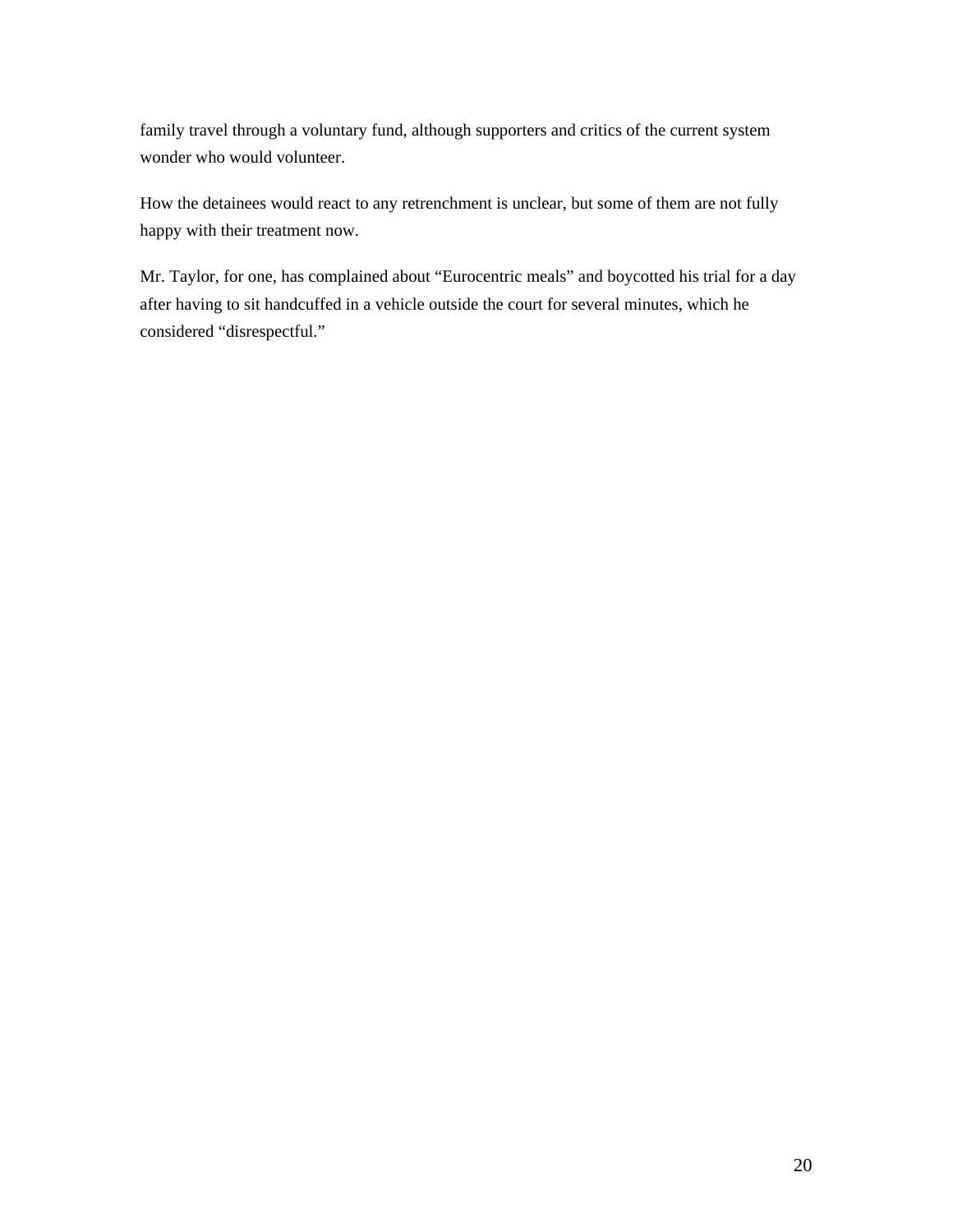family travel through a voluntary fund, although supporters and critics of the current system wonder who would volunteer.

How the detainees would react to any retrenchment is unclear, but some of them are not fully happy with their treatment now.

Mr. Taylor, for one, has complained about “Eurocentric meals” and boycotted his trial for a day after having to sit handcuffed in a vehicle outside the court for several minutes, which he considered “disrespectful.”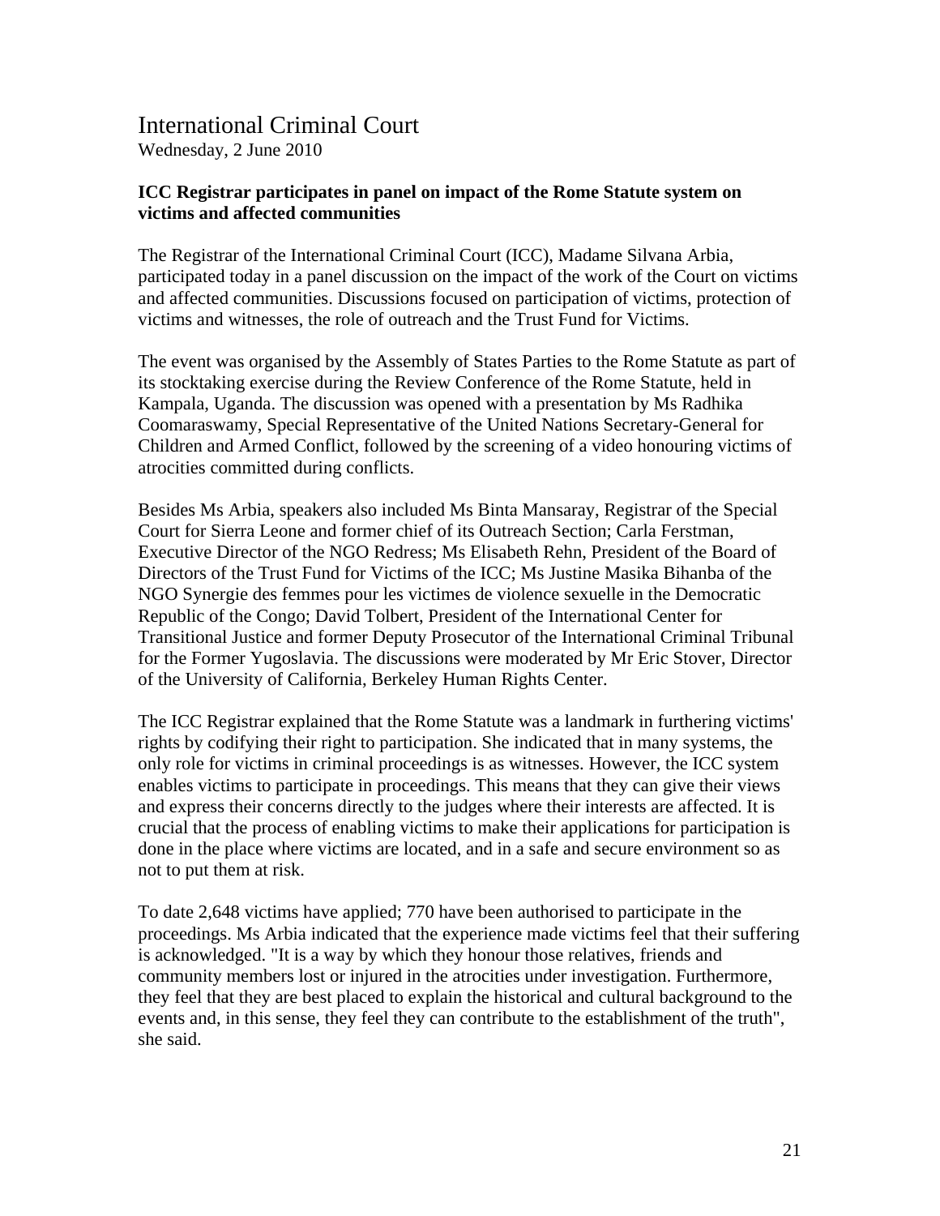# International Criminal Court

Wednesday, 2 June 2010

**ICC Registrar participates in panel on impact of the Rome Statute system on victims and affected communities**

The Registrar of the International Criminal Court (ICC), Madame Silvana Arbia, participated today in a panel discussion on the impact of the work of the Court on victims and affected communities. Discussions focused on participation of victims, protection of victims and witnesses, the role of outreach and the Trust Fund for Victims.

The event was organised by the Assembly of States Parties to the Rome Statute as part of its stocktaking exercise during the Review Conference of the Rome Statute, held in Kampala, Uganda. The discussion was opened with a presentation by Ms Radhika Coomaraswamy, Special Representative of the United Nations Secretary-General for Children and Armed Conflict, followed by the screening of a video honouring victims of atrocities committed during conflicts.

Besides Ms Arbia, speakers also included Ms Binta Mansaray, Registrar of the Special Court for Sierra Leone and former chief of its Outreach Section; Carla Ferstman, Executive Director of the NGO Redress; Ms Elisabeth Rehn, President of the Board of Directors of the Trust Fund for Victims of the ICC; Ms Justine Masika Bihanba of the NGO Synergie des femmes pour les victimes de violence sexuelle in the Democratic Republic of the Congo; David Tolbert, President of the International Center for Transitional Justice and former Deputy Prosecutor of the International Criminal Tribunal for the Former Yugoslavia. The discussions were moderated by Mr Eric Stover, Director of the University of California, Berkeley Human Rights Center.

The ICC Registrar explained that the Rome Statute was a landmark in furthering victims' rights by codifying their right to participation. She indicated that in many systems, the only role for victims in criminal proceedings is as witnesses. However, the ICC system enables victims to participate in proceedings. This means that they can give their views and express their concerns directly to the judges where their interests are affected. It is crucial that the process of enabling victims to make their applications for participation is done in the place where victims are located, and in a safe and secure environment so as not to put them at risk.

To date 2,648 victims have applied; 770 have been authorised to participate in the proceedings. Ms Arbia indicated that the experience made victims feel that their suffering is acknowledged. "It is a way by which they honour those relatives, friends and community members lost or injured in the atrocities under investigation. Furthermore, they feel that they are best placed to explain the historical and cultural background to the events and, in this sense, they feel they can contribute to the establishment of the truth", she said.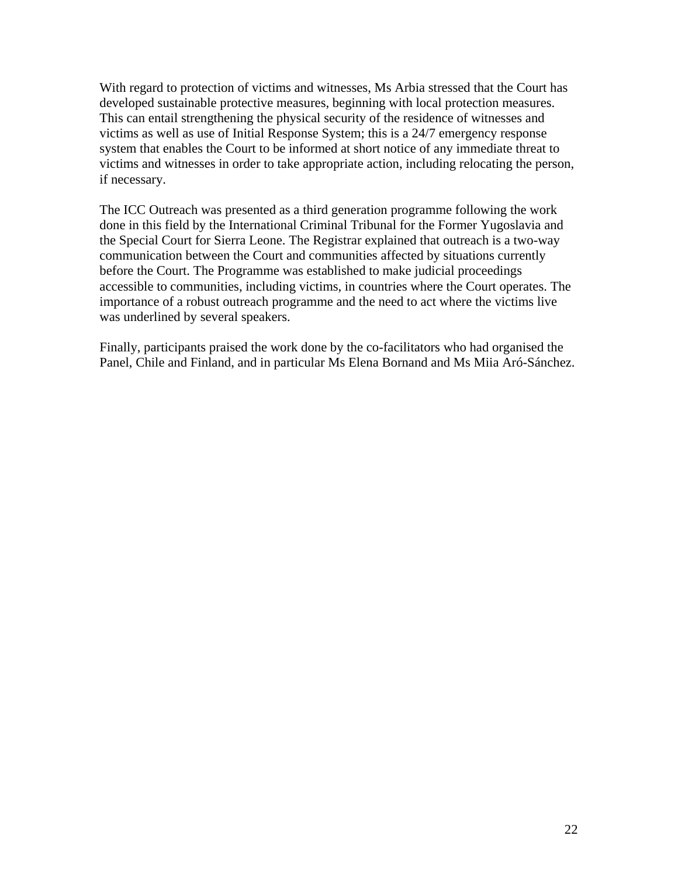With regard to protection of victims and witnesses, Ms Arbia stressed that the Court has developed sustainable protective measures, beginning with local protection measures. This can entail strengthening the physical security of the residence of witnesses and victims as well as use of Initial Response System; this is a 24/7 emergency response system that enables the Court to be informed at short notice of any immediate threat to victims and witnesses in order to take appropriate action, including relocating the person, if necessary.

The ICC Outreach was presented as a third generation programme following the work done in this field by the International Criminal Tribunal for the Former Yugoslavia and the Special Court for Sierra Leone. The Registrar explained that outreach is a two-way communication between the Court and communities affected by situations currently before the Court. The Programme was established to make judicial proceedings accessible to communities, including victims, in countries where the Court operates. The importance of a robust outreach programme and the need to act where the victims live was underlined by several speakers.

Finally, participants praised the work done by the co-facilitators who had organised the Panel, Chile and Finland, and in particular Ms Elena Bornand and Ms Miia Aró-Sánchez.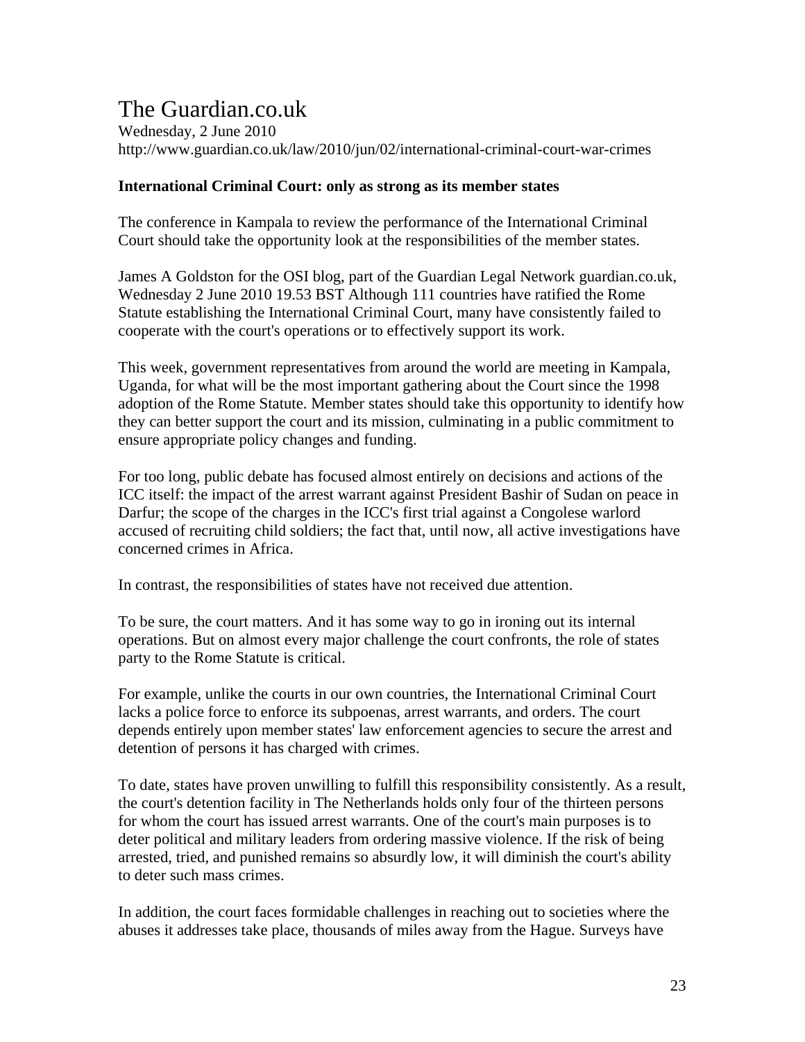# The Guardian.co.uk

Wednesday, 2 June 2010
http://www.guardian.co.uk/law/2010/jun/02/international-criminal-court-war-crimes

**International Criminal Court: only as strong as its member states**

The conference in Kampala to review the performance of the International Criminal Court should take the opportunity look at the responsibilities of the member states.

James A Goldston for the OSI blog, part of the Guardian Legal Network guardian.co.uk, Wednesday 2 June 2010 19.53 BST Although 111 countries have ratified the Rome Statute establishing the International Criminal Court, many have consistently failed to cooperate with the court's operations or to effectively support its work.

This week, government representatives from around the world are meeting in Kampala, Uganda, for what will be the most important gathering about the Court since the 1998 adoption of the Rome Statute. Member states should take this opportunity to identify how they can better support the court and its mission, culminating in a public commitment to ensure appropriate policy changes and funding.

For too long, public debate has focused almost entirely on decisions and actions of the ICC itself: the impact of the arrest warrant against President Bashir of Sudan on peace in Darfur; the scope of the charges in the ICC's first trial against a Congolese warlord accused of recruiting child soldiers; the fact that, until now, all active investigations have concerned crimes in Africa.

In contrast, the responsibilities of states have not received due attention.

To be sure, the court matters. And it has some way to go in ironing out its internal operations. But on almost every major challenge the court confronts, the role of states party to the Rome Statute is critical.

For example, unlike the courts in our own countries, the International Criminal Court lacks a police force to enforce its subpoenas, arrest warrants, and orders. The court depends entirely upon member states' law enforcement agencies to secure the arrest and detention of persons it has charged with crimes.

To date, states have proven unwilling to fulfill this responsibility consistently. As a result, the court's detention facility in The Netherlands holds only four of the thirteen persons for whom the court has issued arrest warrants. One of the court's main purposes is to deter political and military leaders from ordering massive violence. If the risk of being arrested, tried, and punished remains so absurdly low, it will diminish the court's ability to deter such mass crimes.

In addition, the court faces formidable challenges in reaching out to societies where the abuses it addresses take place, thousands of miles away from the Hague. Surveys have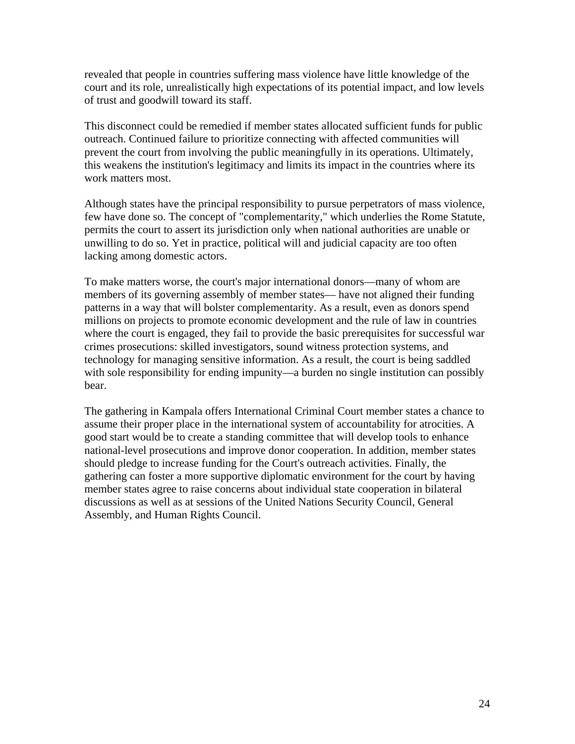revealed that people in countries suffering mass violence have little knowledge of the court and its role, unrealistically high expectations of its potential impact, and low levels of trust and goodwill toward its staff.

This disconnect could be remedied if member states allocated sufficient funds for public outreach. Continued failure to prioritize connecting with affected communities will prevent the court from involving the public meaningfully in its operations. Ultimately, this weakens the institution's legitimacy and limits its impact in the countries where its work matters most.

Although states have the principal responsibility to pursue perpetrators of mass violence, few have done so. The concept of "complementarity," which underlies the Rome Statute, permits the court to assert its jurisdiction only when national authorities are unable or unwilling to do so. Yet in practice, political will and judicial capacity are too often lacking among domestic actors.

To make matters worse, the court's major international donors—many of whom are members of its governing assembly of member states— have not aligned their funding patterns in a way that will bolster complementarity. As a result, even as donors spend millions on projects to promote economic development and the rule of law in countries where the court is engaged, they fail to provide the basic prerequisites for successful war crimes prosecutions: skilled investigators, sound witness protection systems, and technology for managing sensitive information. As a result, the court is being saddled with sole responsibility for ending impunity—a burden no single institution can possibly bear.

The gathering in Kampala offers International Criminal Court member states a chance to assume their proper place in the international system of accountability for atrocities. A good start would be to create a standing committee that will develop tools to enhance national-level prosecutions and improve donor cooperation. In addition, member states should pledge to increase funding for the Court's outreach activities. Finally, the gathering can foster a more supportive diplomatic environment for the court by having member states agree to raise concerns about individual state cooperation in bilateral discussions as well as at sessions of the United Nations Security Council, General Assembly, and Human Rights Council.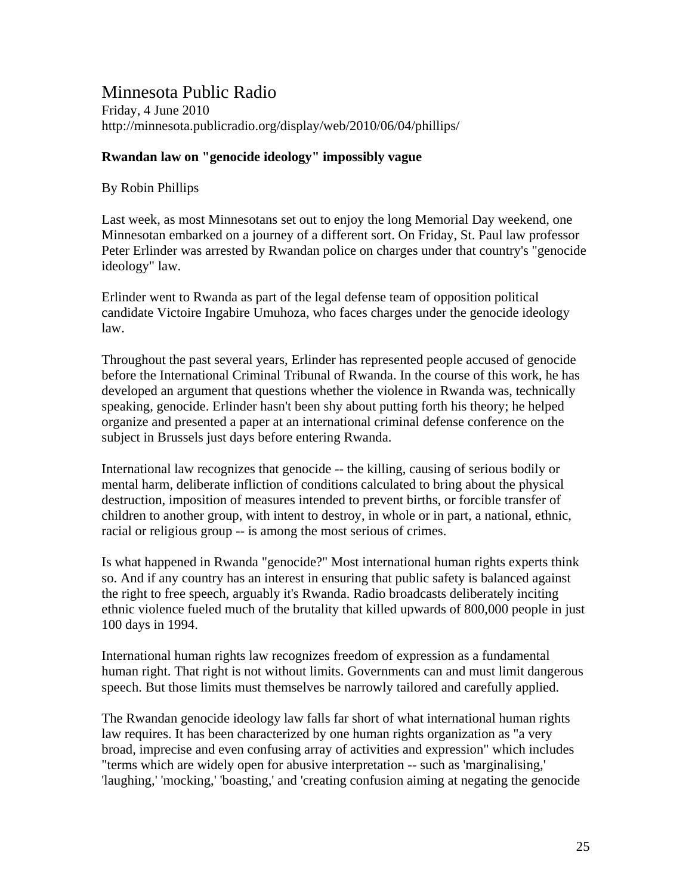# Minnesota Public Radio

Friday, 4 June 2010
http://minnesota.publicradio.org/display/web/2010/06/04/phillips/

**Rwandan law on "genocide ideology" impossibly vague**

By Robin Phillips

Last week, as most Minnesotans set out to enjoy the long Memorial Day weekend, one Minnesotan embarked on a journey of a different sort. On Friday, St. Paul law professor Peter Erlinder was arrested by Rwandan police on charges under that country's "genocide ideology" law.

Erlinder went to Rwanda as part of the legal defense team of opposition political candidate Victoire Ingabire Umuhoza, who faces charges under the genocide ideology law.

Throughout the past several years, Erlinder has represented people accused of genocide before the International Criminal Tribunal of Rwanda. In the course of this work, he has developed an argument that questions whether the violence in Rwanda was, technically speaking, genocide. Erlinder hasn't been shy about putting forth his theory; he helped organize and presented a paper at an international criminal defense conference on the subject in Brussels just days before entering Rwanda.

International law recognizes that genocide -- the killing, causing of serious bodily or mental harm, deliberate infliction of conditions calculated to bring about the physical destruction, imposition of measures intended to prevent births, or forcible transfer of children to another group, with intent to destroy, in whole or in part, a national, ethnic, racial or religious group -- is among the most serious of crimes.

Is what happened in Rwanda "genocide?" Most international human rights experts think so. And if any country has an interest in ensuring that public safety is balanced against the right to free speech, arguably it's Rwanda. Radio broadcasts deliberately inciting ethnic violence fueled much of the brutality that killed upwards of 800,000 people in just 100 days in 1994.

International human rights law recognizes freedom of expression as a fundamental human right. That right is not without limits. Governments can and must limit dangerous speech. But those limits must themselves be narrowly tailored and carefully applied.

The Rwandan genocide ideology law falls far short of what international human rights law requires. It has been characterized by one human rights organization as "a very broad, imprecise and even confusing array of activities and expression" which includes "terms which are widely open for abusive interpretation -- such as 'marginalising,' 'laughing,' 'mocking,' 'boasting,' and 'creating confusion aiming at negating the genocide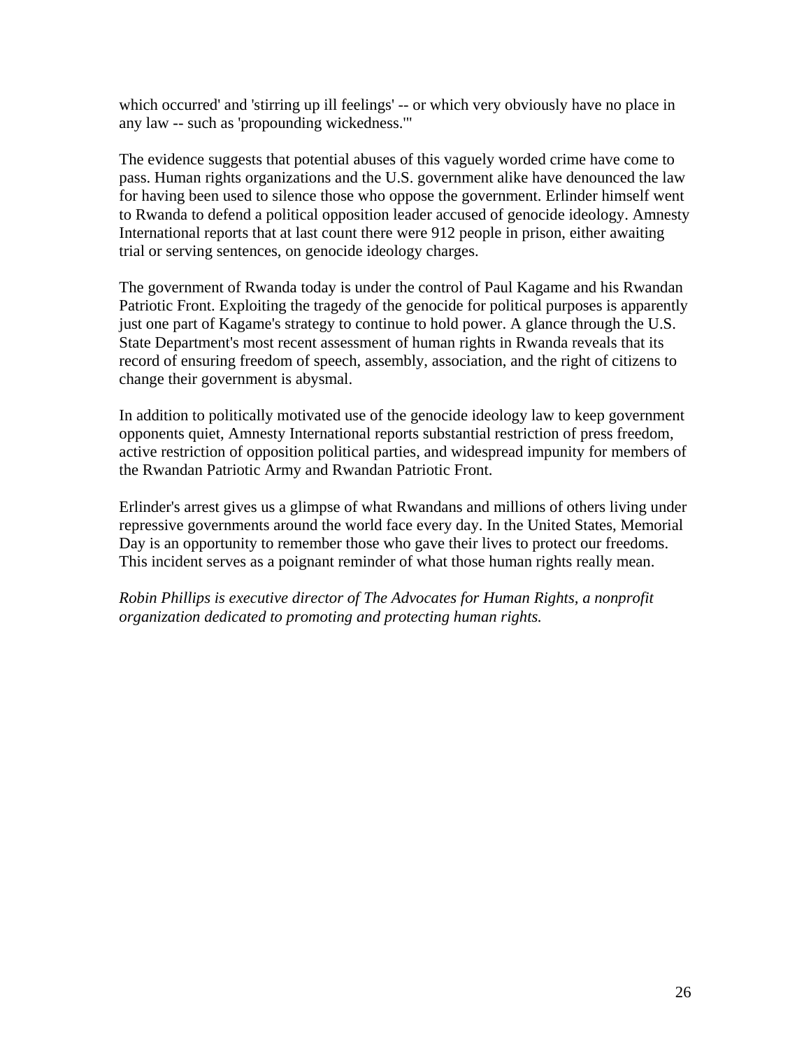which occurred' and 'stirring up ill feelings' -- or which very obviously have no place in any law -- such as 'propounding wickedness.'"

The evidence suggests that potential abuses of this vaguely worded crime have come to pass. Human rights organizations and the U.S. government alike have denounced the law for having been used to silence those who oppose the government. Erlinder himself went to Rwanda to defend a political opposition leader accused of genocide ideology. Amnesty International reports that at last count there were 912 people in prison, either awaiting trial or serving sentences, on genocide ideology charges.

The government of Rwanda today is under the control of Paul Kagame and his Rwandan Patriotic Front. Exploiting the tragedy of the genocide for political purposes is apparently just one part of Kagame's strategy to continue to hold power. A glance through the U.S. State Department's most recent assessment of human rights in Rwanda reveals that its record of ensuring freedom of speech, assembly, association, and the right of citizens to change their government is abysmal.

In addition to politically motivated use of the genocide ideology law to keep government opponents quiet, Amnesty International reports substantial restriction of press freedom, active restriction of opposition political parties, and widespread impunity for members of the Rwandan Patriotic Army and Rwandan Patriotic Front.

Erlinder's arrest gives us a glimpse of what Rwandans and millions of others living under repressive governments around the world face every day. In the United States, Memorial Day is an opportunity to remember those who gave their lives to protect our freedoms. This incident serves as a poignant reminder of what those human rights really mean.

*Robin Phillips is executive director of The Advocates for Human Rights, a nonprofit organization dedicated to promoting and protecting human rights.*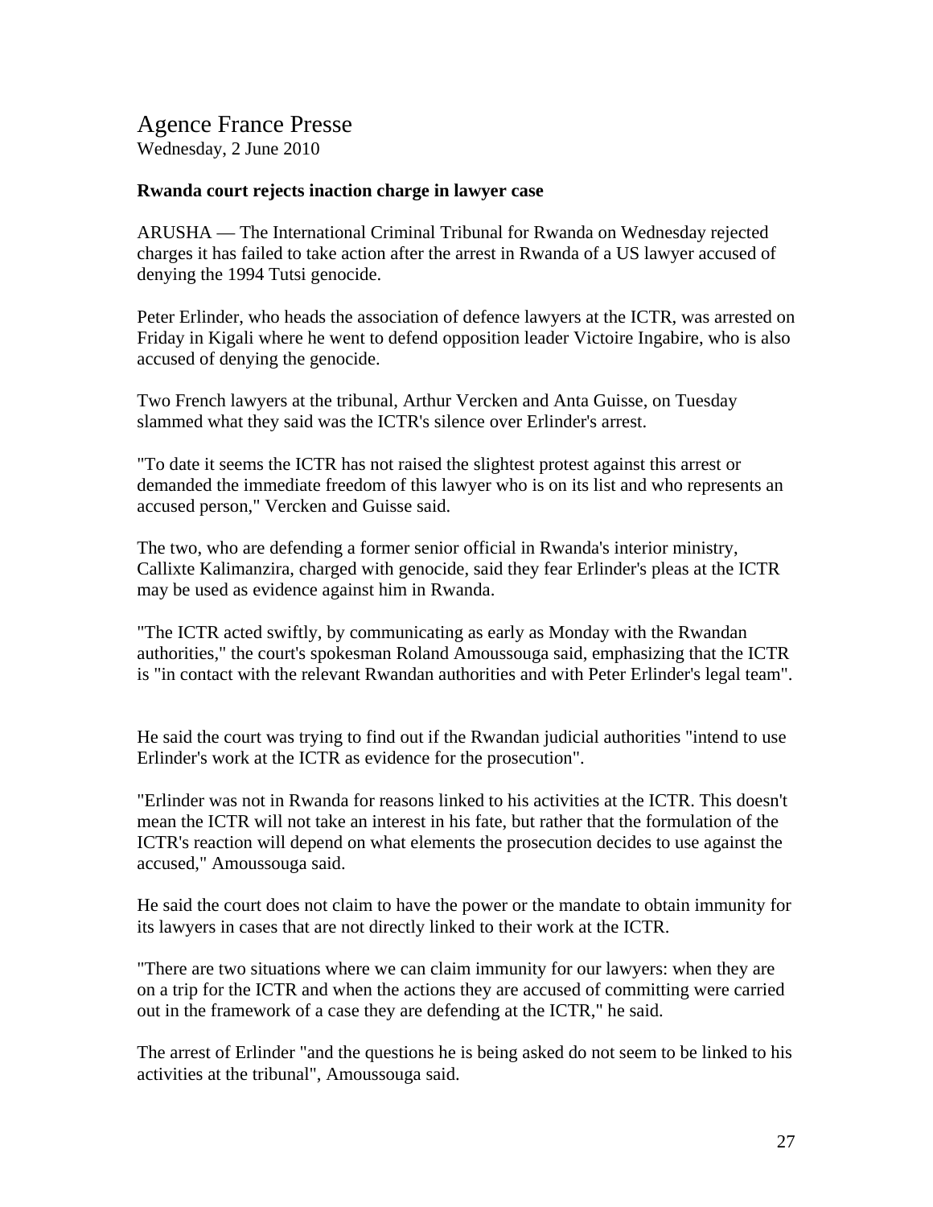# Agence France Presse

Wednesday, 2 June 2010

**Rwanda court rejects inaction charge in lawyer case**

ARUSHA — The International Criminal Tribunal for Rwanda on Wednesday rejected charges it has failed to take action after the arrest in Rwanda of a US lawyer accused of denying the 1994 Tutsi genocide.

Peter Erlinder, who heads the association of defence lawyers at the ICTR, was arrested on Friday in Kigali where he went to defend opposition leader Victoire Ingabire, who is also accused of denying the genocide.

Two French lawyers at the tribunal, Arthur Vercken and Anta Guisse, on Tuesday slammed what they said was the ICTR's silence over Erlinder's arrest.

"To date it seems the ICTR has not raised the slightest protest against this arrest or demanded the immediate freedom of this lawyer who is on its list and who represents an accused person," Vercken and Guisse said.

The two, who are defending a former senior official in Rwanda's interior ministry, Callixte Kalimanzira, charged with genocide, said they fear Erlinder's pleas at the ICTR may be used as evidence against him in Rwanda.

"The ICTR acted swiftly, by communicating as early as Monday with the Rwandan authorities," the court's spokesman Roland Amoussouga said, emphasizing that the ICTR is "in contact with the relevant Rwandan authorities and with Peter Erlinder's legal team".

He said the court was trying to find out if the Rwandan judicial authorities "intend to use Erlinder's work at the ICTR as evidence for the prosecution".

"Erlinder was not in Rwanda for reasons linked to his activities at the ICTR. This doesn't mean the ICTR will not take an interest in his fate, but rather that the formulation of the ICTR's reaction will depend on what elements the prosecution decides to use against the accused," Amoussouga said.

He said the court does not claim to have the power or the mandate to obtain immunity for its lawyers in cases that are not directly linked to their work at the ICTR.

"There are two situations where we can claim immunity for our lawyers: when they are on a trip for the ICTR and when the actions they are accused of committing were carried out in the framework of a case they are defending at the ICTR," he said.

The arrest of Erlinder "and the questions he is being asked do not seem to be linked to his activities at the tribunal", Amoussouga said.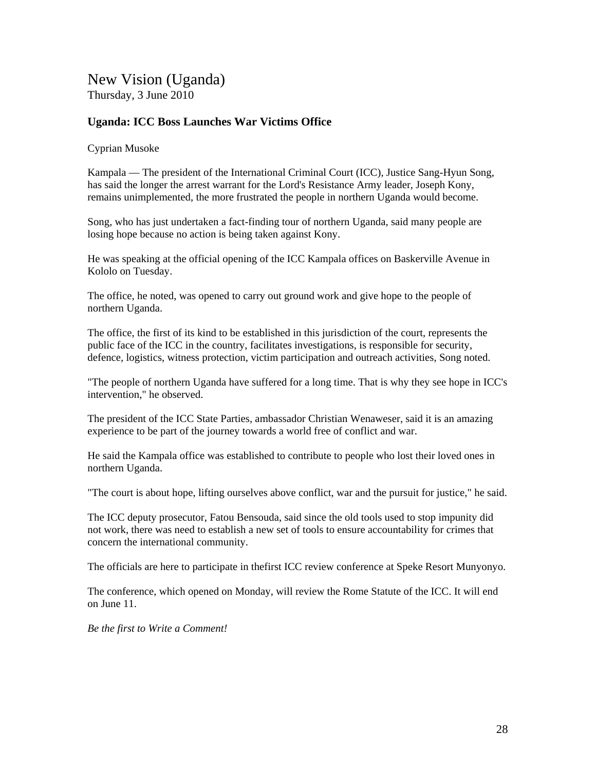# New Vision (Uganda)

Thursday, 3 June 2010

### Uganda: ICC Boss Launches War Victims Office

Cyprian Musoke

Kampala — The president of the International Criminal Court (ICC), Justice Sang-Hyun Song, has said the longer the arrest warrant for the Lord's Resistance Army leader, Joseph Kony, remains unimplemented, the more frustrated the people in northern Uganda would become.

Song, who has just undertaken a fact-finding tour of northern Uganda, said many people are losing hope because no action is being taken against Kony.

He was speaking at the official opening of the ICC Kampala offices on Baskerville Avenue in Kololo on Tuesday.

The office, he noted, was opened to carry out ground work and give hope to the people of northern Uganda.

The office, the first of its kind to be established in this jurisdiction of the court, represents the public face of the ICC in the country, facilitates investigations, is responsible for security, defence, logistics, witness protection, victim participation and outreach activities, Song noted.

"The people of northern Uganda have suffered for a long time. That is why they see hope in ICC's intervention," he observed.

The president of the ICC State Parties, ambassador Christian Wenaweser, said it is an amazing experience to be part of the journey towards a world free of conflict and war.

He said the Kampala office was established to contribute to people who lost their loved ones in northern Uganda.

"The court is about hope, lifting ourselves above conflict, war and the pursuit for justice," he said.

The ICC deputy prosecutor, Fatou Bensouda, said since the old tools used to stop impunity did not work, there was need to establish a new set of tools to ensure accountability for crimes that concern the international community.

The officials are here to participate in thefirst ICC review conference at Speke Resort Munyonyo.

The conference, which opened on Monday, will review the Rome Statute of the ICC. It will end on June 11.

*Be the first to Write a Comment!*